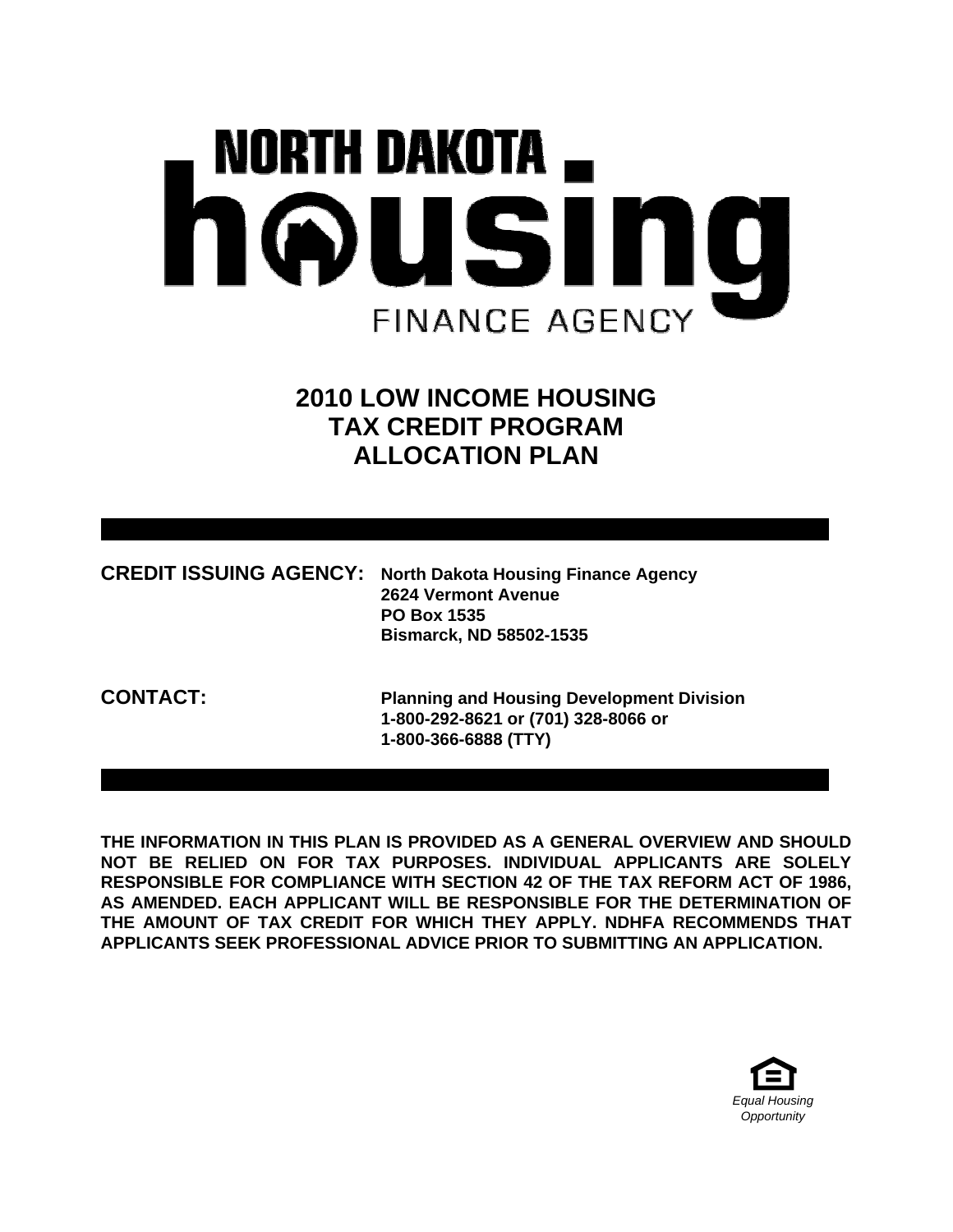NORTH DAKOTA housing FINANCE AGENCY

# 2010 LOW INCOME HOUSING TAX CREDIT PROGRAM ALLOCATION PLAN

**CREDIT ISSUING AGENCY:** **North Dakota Housing Finance Agency**
**2624 Vermont Avenue**
**PO Box 1535**
**Bismarck, ND 58502-1535**

**CONTACT:** **Planning and Housing Development Division**
**1-800-292-8621 or (701) 328-8066 or**
**1-800-366-6888 (TTY)**

**THE INFORMATION IN THIS PLAN IS PROVIDED AS A GENERAL OVERVIEW AND SHOULD NOT BE RELIED ON FOR TAX PURPOSES. INDIVIDUAL APPLICANTS ARE SOLELY RESPONSIBLE FOR COMPLIANCE WITH SECTION 42 OF THE TAX REFORM ACT OF 1986, AS AMENDED. EACH APPLICANT WILL BE RESPONSIBLE FOR THE DETERMINATION OF THE AMOUNT OF TAX CREDIT FOR WHICH THEY APPLY. NDHFA RECOMMENDS THAT APPLICANTS SEEK PROFESSIONAL ADVICE PRIOR TO SUBMITTING AN APPLICATION.**

*Equal Housing Opportunity*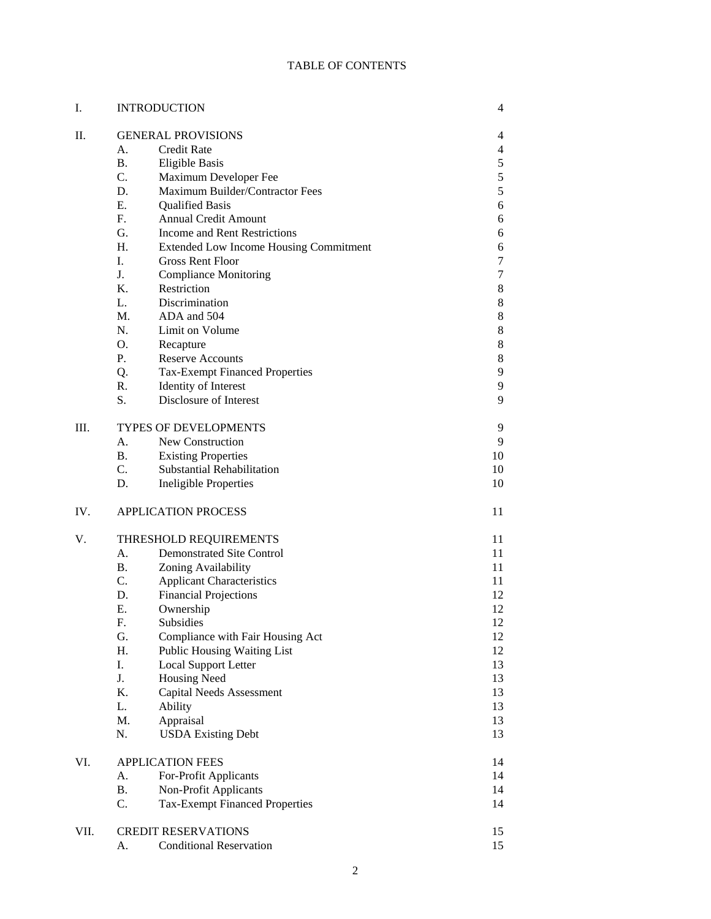# TABLE OF CONTENTS

| | | | |
|---|---|---|---|
| I. | INTRODUCTION | | 4 |
| II. | GENERAL PROVISIONS | | 4 |
| | A. | Credit Rate | 4 |
| | B. | Eligible Basis | 5 |
| | C. | Maximum Developer Fee | 5 |
| | D. | Maximum Builder/Contractor Fees | 5 |
| | E. | Qualified Basis | 6 |
| | F. | Annual Credit Amount | 6 |
| | G. | Income and Rent Restrictions | 6 |
| | H. | Extended Low Income Housing Commitment | 6 |
| | I. | Gross Rent Floor | 7 |
| | J. | Compliance Monitoring | 7 |
| | K. | Restriction | 8 |
| | L. | Discrimination | 8 |
| | M. | ADA and 504 | 8 |
| | N. | Limit on Volume | 8 |
| | O. | Recapture | 8 |
| | P. | Reserve Accounts | 8 |
| | Q. | Tax-Exempt Financed Properties | 9 |
| | R. | Identity of Interest | 9 |
| | S. | Disclosure of Interest | 9 |
| III. | TYPES OF DEVELOPMENTS | | 9 |
| | A. | New Construction | 9 |
| | B. | Existing Properties | 10 |
| | C. | Substantial Rehabilitation | 10 |
| | D. | Ineligible Properties | 10 |
| IV. | APPLICATION PROCESS | | 11 |
| V. | THRESHOLD REQUIREMENTS | | 11 |
| | A. | Demonstrated Site Control | 11 |
| | B. | Zoning Availability | 11 |
| | C. | Applicant Characteristics | 11 |
| | D. | Financial Projections | 12 |
| | E. | Ownership | 12 |
| | F. | Subsidies | 12 |
| | G. | Compliance with Fair Housing Act | 12 |
| | H. | Public Housing Waiting List | 12 |
| | I. | Local Support Letter | 13 |
| | J. | Housing Need | 13 |
| | K. | Capital Needs Assessment | 13 |
| | L. | Ability | 13 |
| | M. | Appraisal | 13 |
| | N. | USDA Existing Debt | 13 |
| VI. | APPLICATION FEES | | 14 |
| | A. | For-Profit Applicants | 14 |
| | B. | Non-Profit Applicants | 14 |
| | C. | Tax-Exempt Financed Properties | 14 |
| VII. | CREDIT RESERVATIONS | | 15 |
| | A. | Conditional Reservation | 15 |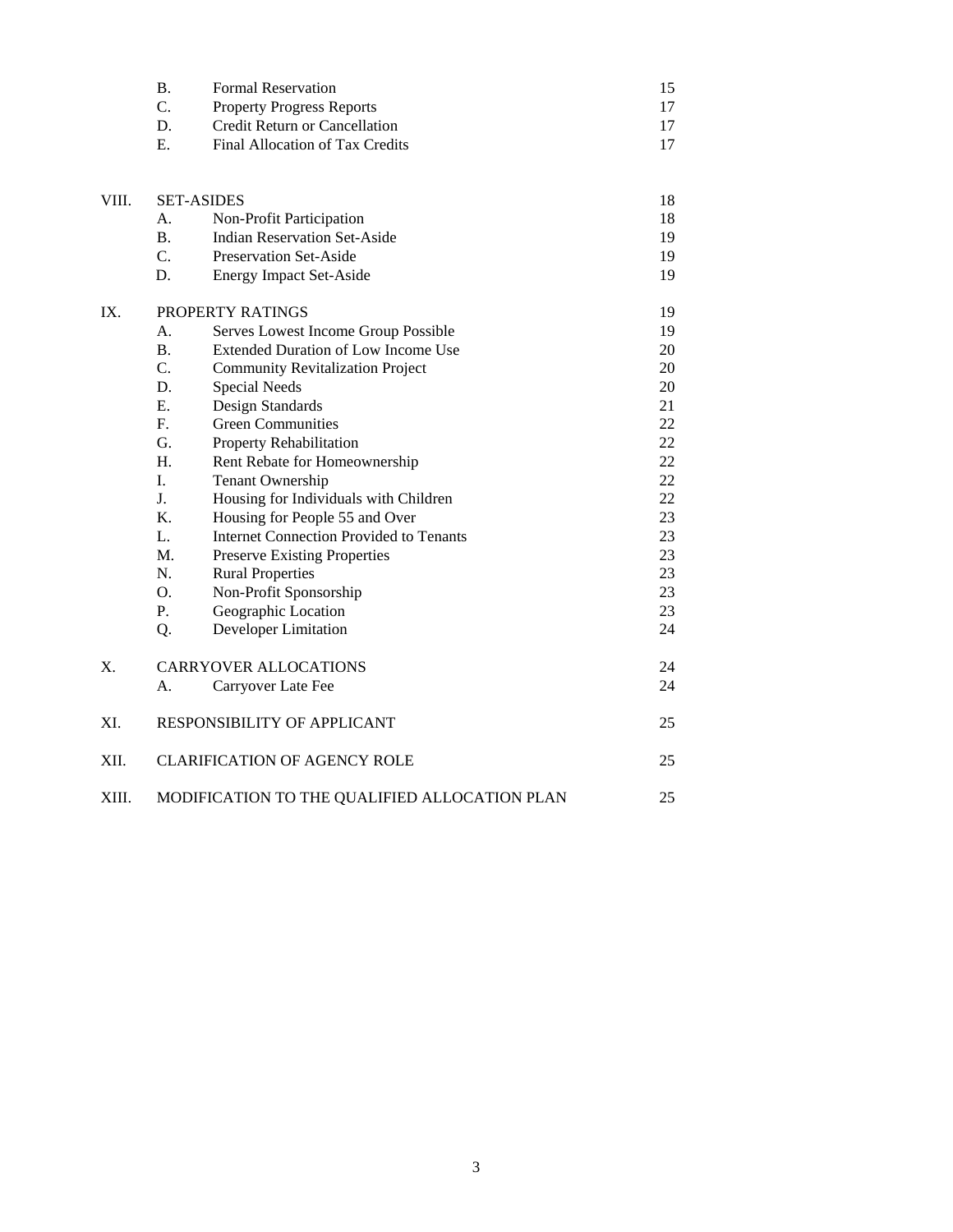| | | | |
|---|---|---|---|
| | B. | Formal Reservation | 15 |
| | C. | Property Progress Reports | 17 |
| | D. | Credit Return or Cancellation | 17 |
| | E. | Final Allocation of Tax Credits | 17 |
| VIII. | SET-ASIDES | | 18 |
| | A. | Non-Profit Participation | 18 |
| | B. | Indian Reservation Set-Aside | 19 |
| | C. | Preservation Set-Aside | 19 |
| | D. | Energy Impact Set-Aside | 19 |
| IX. | PROPERTY RATINGS | | 19 |
| | A. | Serves Lowest Income Group Possible | 19 |
| | B. | Extended Duration of Low Income Use | 20 |
| | C. | Community Revitalization Project | 20 |
| | D. | Special Needs | 20 |
| | E. | Design Standards | 21 |
| | F. | Green Communities | 22 |
| | G. | Property Rehabilitation | 22 |
| | H. | Rent Rebate for Homeownership | 22 |
| | I. | Tenant Ownership | 22 |
| | J. | Housing for Individuals with Children | 22 |
| | K. | Housing for People 55 and Over | 23 |
| | L. | Internet Connection Provided to Tenants | 23 |
| | M. | Preserve Existing Properties | 23 |
| | N. | Rural Properties | 23 |
| | O. | Non-Profit Sponsorship | 23 |
| | P. | Geographic Location | 23 |
| | Q. | Developer Limitation | 24 |
| X. | CARRYOVER ALLOCATIONS | | 24 |
| | A. | Carryover Late Fee | 24 |
| XI. | RESPONSIBILITY OF APPLICANT | | 25 |
| XII. | CLARIFICATION OF AGENCY ROLE | | 25 |
| XIII. | MODIFICATION TO THE QUALIFIED ALLOCATION PLAN | | 25 |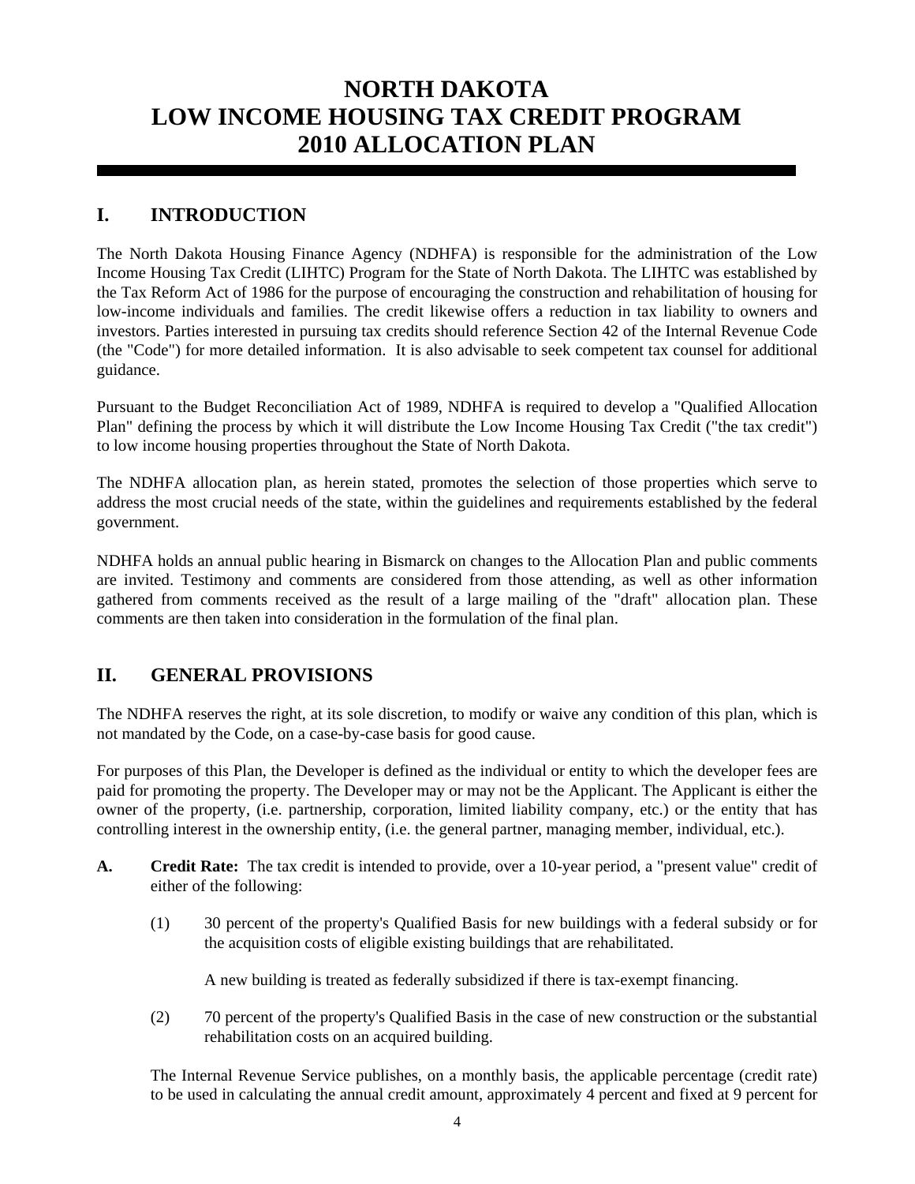# NORTH DAKOTA
# LOW INCOME HOUSING TAX CREDIT PROGRAM
# 2010 ALLOCATION PLAN

## I. INTRODUCTION

The North Dakota Housing Finance Agency (NDHFA) is responsible for the administration of the Low Income Housing Tax Credit (LIHTC) Program for the State of North Dakota. The LIHTC was established by the Tax Reform Act of 1986 for the purpose of encouraging the construction and rehabilitation of housing for low-income individuals and families. The credit likewise offers a reduction in tax liability to owners and investors. Parties interested in pursuing tax credits should reference Section 42 of the Internal Revenue Code (the "Code") for more detailed information. It is also advisable to seek competent tax counsel for additional guidance.

Pursuant to the Budget Reconciliation Act of 1989, NDHFA is required to develop a "Qualified Allocation Plan" defining the process by which it will distribute the Low Income Housing Tax Credit ("the tax credit") to low income housing properties throughout the State of North Dakota.

The NDHFA allocation plan, as herein stated, promotes the selection of those properties which serve to address the most crucial needs of the state, within the guidelines and requirements established by the federal government.

NDHFA holds an annual public hearing in Bismarck on changes to the Allocation Plan and public comments are invited. Testimony and comments are considered from those attending, as well as other information gathered from comments received as the result of a large mailing of the "draft" allocation plan. These comments are then taken into consideration in the formulation of the final plan.

## II. GENERAL PROVISIONS

The NDHFA reserves the right, at its sole discretion, to modify or waive any condition of this plan, which is not mandated by the Code, on a case-by-case basis for good cause.

For purposes of this Plan, the Developer is defined as the individual or entity to which the developer fees are paid for promoting the property. The Developer may or may not be the Applicant. The Applicant is either the owner of the property, (i.e. partnership, corporation, limited liability company, etc.) or the entity that has controlling interest in the ownership entity, (i.e. the general partner, managing member, individual, etc.).

**A. Credit Rate:** The tax credit is intended to provide, over a 10-year period, a "present value" credit of either of the following:

(1) 30 percent of the property's Qualified Basis for new buildings with a federal subsidy or for the acquisition costs of eligible existing buildings that are rehabilitated.

A new building is treated as federally subsidized if there is tax-exempt financing.

(2) 70 percent of the property's Qualified Basis in the case of new construction or the substantial rehabilitation costs on an acquired building.

The Internal Revenue Service publishes, on a monthly basis, the applicable percentage (credit rate) to be used in calculating the annual credit amount, approximately 4 percent and fixed at 9 percent for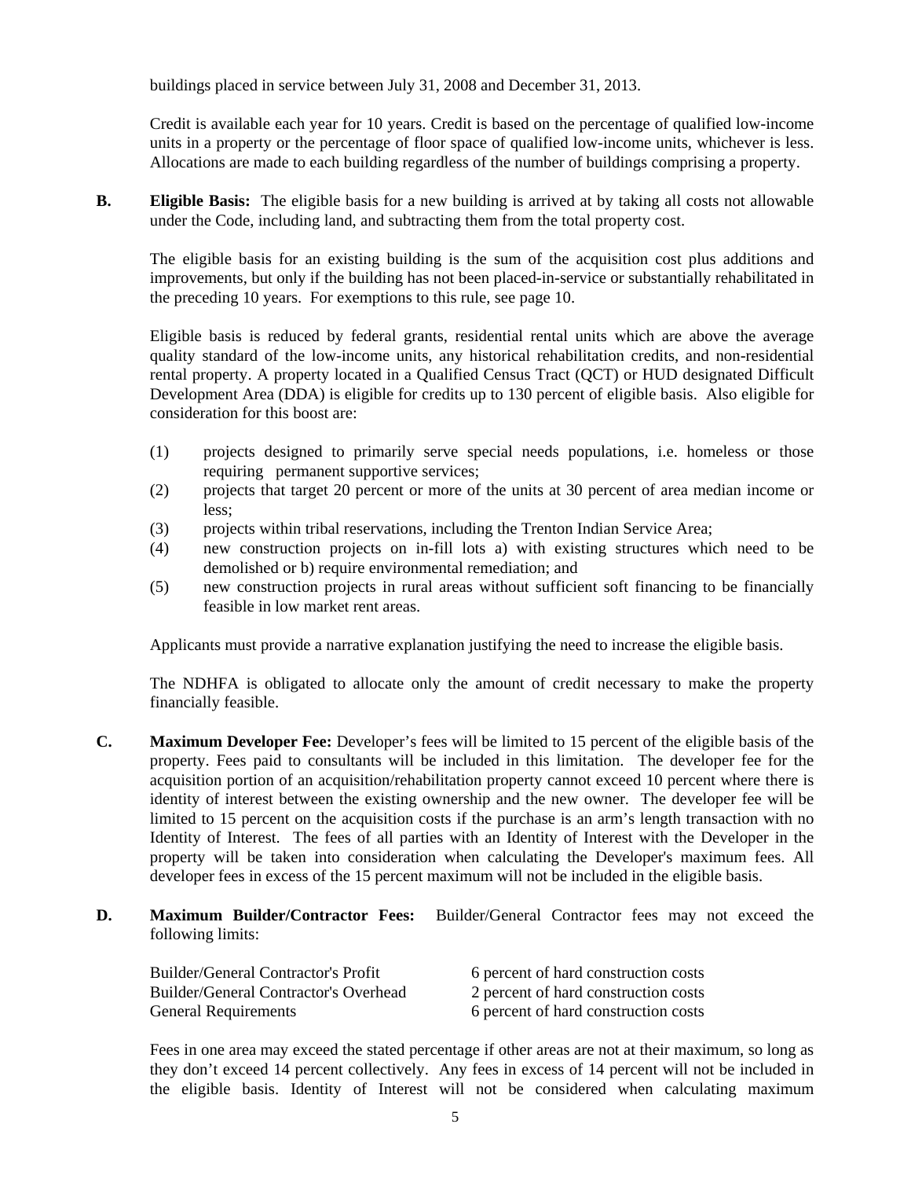buildings placed in service between July 31, 2008 and December 31, 2013.

Credit is available each year for 10 years. Credit is based on the percentage of qualified low-income units in a property or the percentage of floor space of qualified low-income units, whichever is less. Allocations are made to each building regardless of the number of buildings comprising a property.

**B. Eligible Basis:** The eligible basis for a new building is arrived at by taking all costs not allowable under the Code, including land, and subtracting them from the total property cost.

The eligible basis for an existing building is the sum of the acquisition cost plus additions and improvements, but only if the building has not been placed-in-service or substantially rehabilitated in the preceding 10 years. For exemptions to this rule, see page 10.

Eligible basis is reduced by federal grants, residential rental units which are above the average quality standard of the low-income units, any historical rehabilitation credits, and non-residential rental property. A property located in a Qualified Census Tract (QCT) or HUD designated Difficult Development Area (DDA) is eligible for credits up to 130 percent of eligible basis. Also eligible for consideration for this boost are:

(1) projects designed to primarily serve special needs populations, i.e. homeless or those requiring permanent supportive services;
(2) projects that target 20 percent or more of the units at 30 percent of area median income or less;
(3) projects within tribal reservations, including the Trenton Indian Service Area;
(4) new construction projects on in-fill lots a) with existing structures which need to be demolished or b) require environmental remediation; and
(5) new construction projects in rural areas without sufficient soft financing to be financially feasible in low market rent areas.

Applicants must provide a narrative explanation justifying the need to increase the eligible basis.

The NDHFA is obligated to allocate only the amount of credit necessary to make the property financially feasible.

**C. Maximum Developer Fee:** Developer's fees will be limited to 15 percent of the eligible basis of the property. Fees paid to consultants will be included in this limitation. The developer fee for the acquisition portion of an acquisition/rehabilitation property cannot exceed 10 percent where there is identity of interest between the existing ownership and the new owner. The developer fee will be limited to 15 percent on the acquisition costs if the purchase is an arm's length transaction with no Identity of Interest. The fees of all parties with an Identity of Interest with the Developer in the property will be taken into consideration when calculating the Developer's maximum fees. All developer fees in excess of the 15 percent maximum will not be included in the eligible basis.

**D. Maximum Builder/Contractor Fees:** Builder/General Contractor fees may not exceed the following limits:

| | |
|---|---|
| Builder/General Contractor's Profit | 6 percent of hard construction costs |
| Builder/General Contractor's Overhead | 2 percent of hard construction costs |
| General Requirements | 6 percent of hard construction costs |

Fees in one area may exceed the stated percentage if other areas are not at their maximum, so long as they don't exceed 14 percent collectively. Any fees in excess of 14 percent will not be included in the eligible basis. Identity of Interest will not be considered when calculating maximum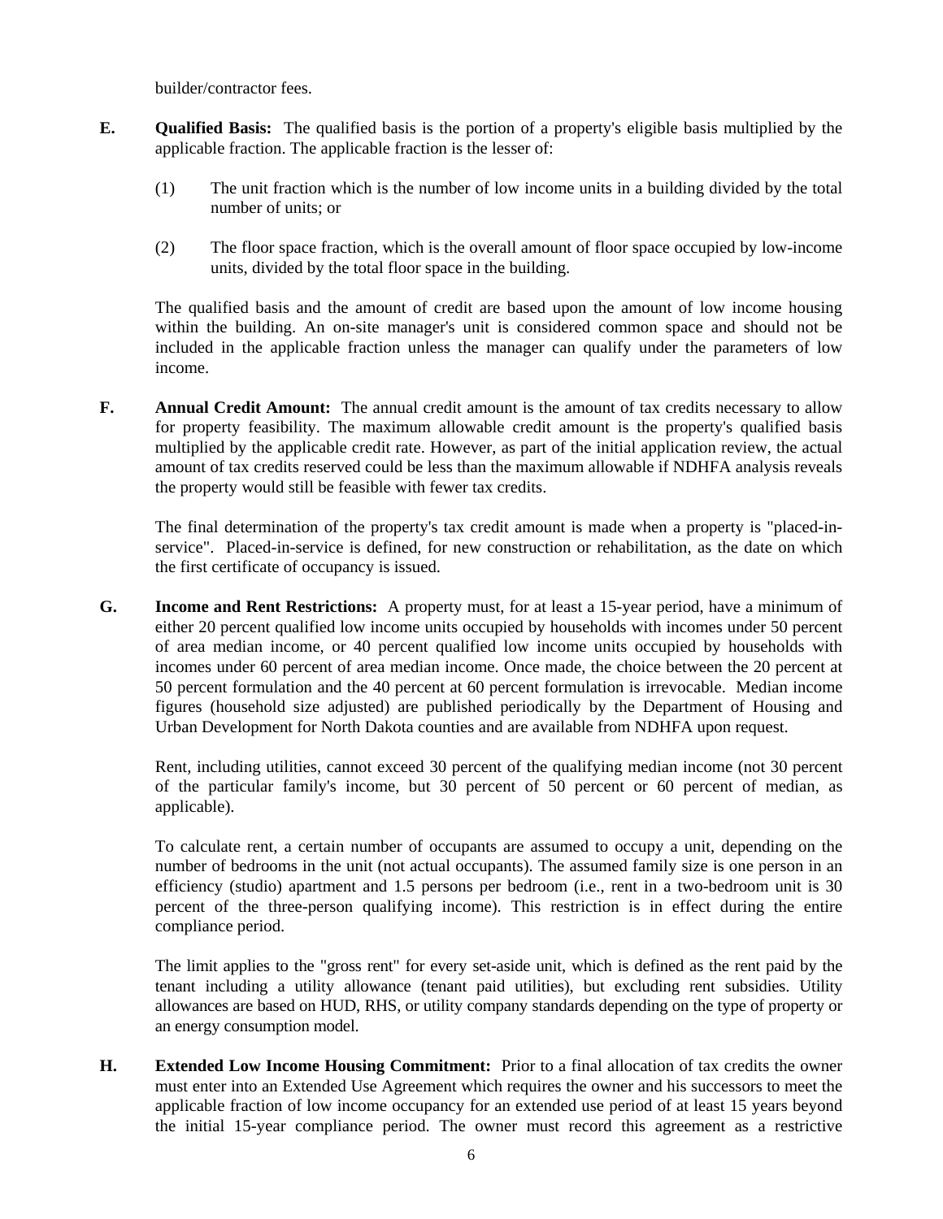builder/contractor fees.

**E. Qualified Basis:** The qualified basis is the portion of a property's eligible basis multiplied by the applicable fraction. The applicable fraction is the lesser of:

(1) The unit fraction which is the number of low income units in a building divided by the total number of units; or

(2) The floor space fraction, which is the overall amount of floor space occupied by low-income units, divided by the total floor space in the building.

The qualified basis and the amount of credit are based upon the amount of low income housing within the building. An on-site manager's unit is considered common space and should not be included in the applicable fraction unless the manager can qualify under the parameters of low income.

**F. Annual Credit Amount:** The annual credit amount is the amount of tax credits necessary to allow for property feasibility. The maximum allowable credit amount is the property's qualified basis multiplied by the applicable credit rate. However, as part of the initial application review, the actual amount of tax credits reserved could be less than the maximum allowable if NDHFA analysis reveals the property would still be feasible with fewer tax credits.

The final determination of the property's tax credit amount is made when a property is "placed-in-service". Placed-in-service is defined, for new construction or rehabilitation, as the date on which the first certificate of occupancy is issued.

**G. Income and Rent Restrictions:** A property must, for at least a 15-year period, have a minimum of either 20 percent qualified low income units occupied by households with incomes under 50 percent of area median income, or 40 percent qualified low income units occupied by households with incomes under 60 percent of area median income. Once made, the choice between the 20 percent at 50 percent formulation and the 40 percent at 60 percent formulation is irrevocable. Median income figures (household size adjusted) are published periodically by the Department of Housing and Urban Development for North Dakota counties and are available from NDHFA upon request.

Rent, including utilities, cannot exceed 30 percent of the qualifying median income (not 30 percent of the particular family's income, but 30 percent of 50 percent or 60 percent of median, as applicable).

To calculate rent, a certain number of occupants are assumed to occupy a unit, depending on the number of bedrooms in the unit (not actual occupants). The assumed family size is one person in an efficiency (studio) apartment and 1.5 persons per bedroom (i.e., rent in a two-bedroom unit is 30 percent of the three-person qualifying income). This restriction is in effect during the entire compliance period.

The limit applies to the "gross rent" for every set-aside unit, which is defined as the rent paid by the tenant including a utility allowance (tenant paid utilities), but excluding rent subsidies. Utility allowances are based on HUD, RHS, or utility company standards depending on the type of property or an energy consumption model.

**H. Extended Low Income Housing Commitment:** Prior to a final allocation of tax credits the owner must enter into an Extended Use Agreement which requires the owner and his successors to meet the applicable fraction of low income occupancy for an extended use period of at least 15 years beyond the initial 15-year compliance period. The owner must record this agreement as a restrictive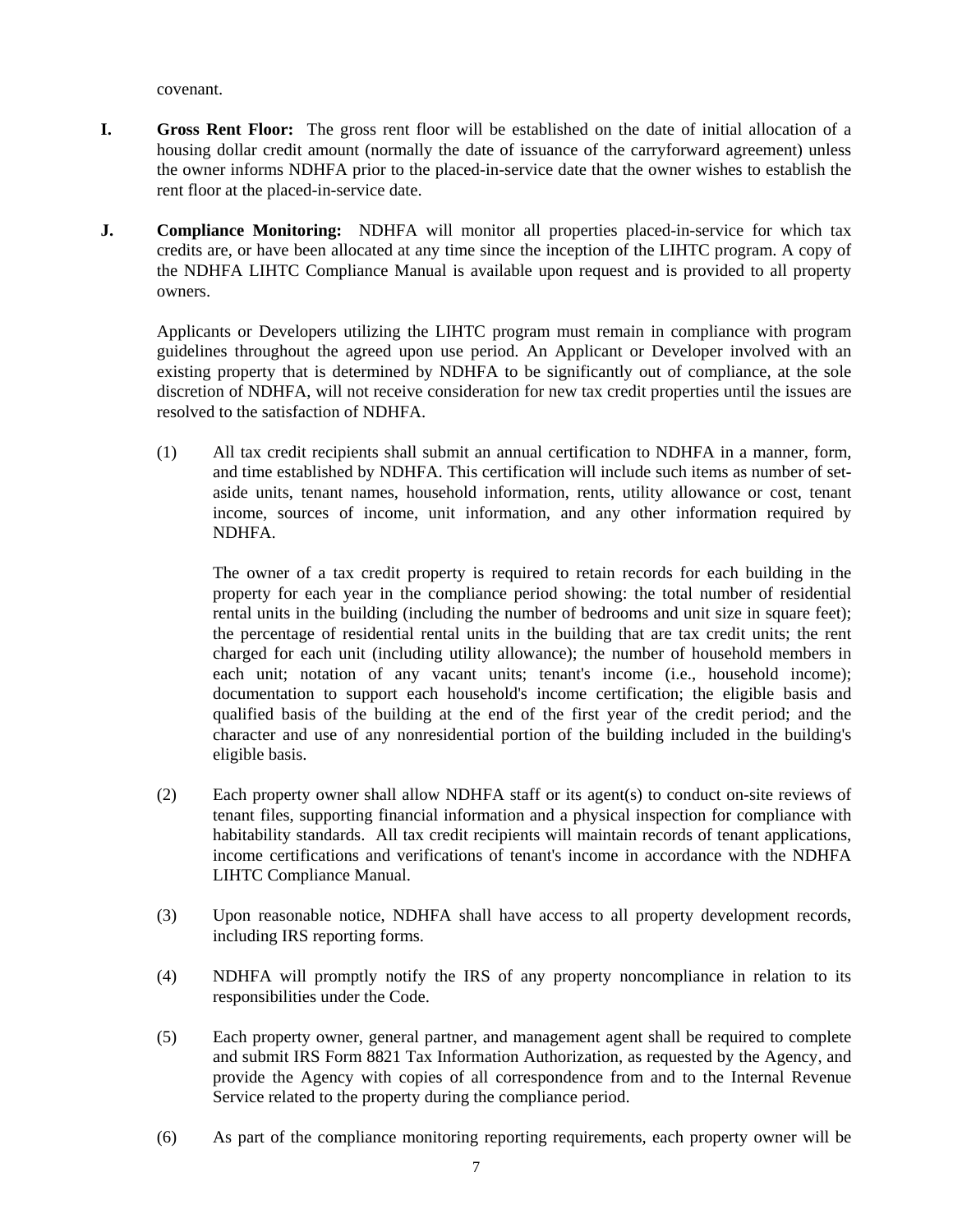covenant.

**I. Gross Rent Floor:** The gross rent floor will be established on the date of initial allocation of a housing dollar credit amount (normally the date of issuance of the carryforward agreement) unless the owner informs NDHFA prior to the placed-in-service date that the owner wishes to establish the rent floor at the placed-in-service date.

**J. Compliance Monitoring:** NDHFA will monitor all properties placed-in-service for which tax credits are, or have been allocated at any time since the inception of the LIHTC program. A copy of the NDHFA LIHTC Compliance Manual is available upon request and is provided to all property owners.

Applicants or Developers utilizing the LIHTC program must remain in compliance with program guidelines throughout the agreed upon use period. An Applicant or Developer involved with an existing property that is determined by NDHFA to be significantly out of compliance, at the sole discretion of NDHFA, will not receive consideration for new tax credit properties until the issues are resolved to the satisfaction of NDHFA.

(1) All tax credit recipients shall submit an annual certification to NDHFA in a manner, form, and time established by NDHFA. This certification will include such items as number of set-aside units, tenant names, household information, rents, utility allowance or cost, tenant income, sources of income, unit information, and any other information required by NDHFA.

The owner of a tax credit property is required to retain records for each building in the property for each year in the compliance period showing: the total number of residential rental units in the building (including the number of bedrooms and unit size in square feet); the percentage of residential rental units in the building that are tax credit units; the rent charged for each unit (including utility allowance); the number of household members in each unit; notation of any vacant units; tenant's income (i.e., household income); documentation to support each household's income certification; the eligible basis and qualified basis of the building at the end of the first year of the credit period; and the character and use of any nonresidential portion of the building included in the building's eligible basis.

(2) Each property owner shall allow NDHFA staff or its agent(s) to conduct on-site reviews of tenant files, supporting financial information and a physical inspection for compliance with habitability standards. All tax credit recipients will maintain records of tenant applications, income certifications and verifications of tenant's income in accordance with the NDHFA LIHTC Compliance Manual.

(3) Upon reasonable notice, NDHFA shall have access to all property development records, including IRS reporting forms.

(4) NDHFA will promptly notify the IRS of any property noncompliance in relation to its responsibilities under the Code.

(5) Each property owner, general partner, and management agent shall be required to complete and submit IRS Form 8821 Tax Information Authorization, as requested by the Agency, and provide the Agency with copies of all correspondence from and to the Internal Revenue Service related to the property during the compliance period.

(6) As part of the compliance monitoring reporting requirements, each property owner will be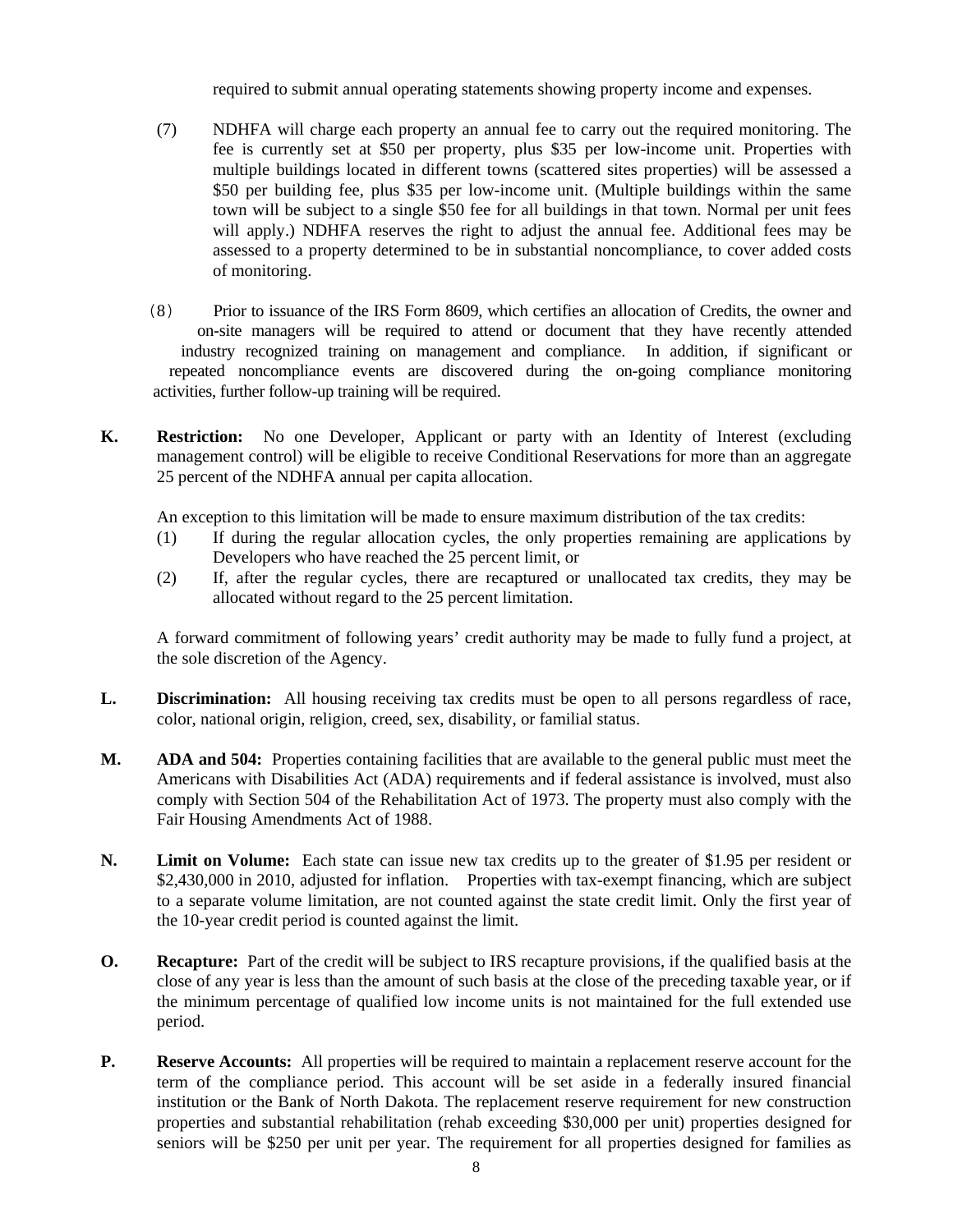required to submit annual operating statements showing property income and expenses.

(7) NDHFA will charge each property an annual fee to carry out the required monitoring. The fee is currently set at $50 per property, plus $35 per low-income unit. Properties with multiple buildings located in different towns (scattered sites properties) will be assessed a $50 per building fee, plus $35 per low-income unit. (Multiple buildings within the same town will be subject to a single $50 fee for all buildings in that town. Normal per unit fees will apply.) NDHFA reserves the right to adjust the annual fee. Additional fees may be assessed to a property determined to be in substantial noncompliance, to cover added costs of monitoring.

(8) Prior to issuance of the IRS Form 8609, which certifies an allocation of Credits, the owner and on-site managers will be required to attend or document that they have recently attended industry recognized training on management and compliance. In addition, if significant or repeated noncompliance events are discovered during the on-going compliance monitoring activities, further follow-up training will be required.

**K. Restriction:** No one Developer, Applicant or party with an Identity of Interest (excluding management control) will be eligible to receive Conditional Reservations for more than an aggregate 25 percent of the NDHFA annual per capita allocation.

An exception to this limitation will be made to ensure maximum distribution of the tax credits:

(1) If during the regular allocation cycles, the only properties remaining are applications by Developers who have reached the 25 percent limit, or

(2) If, after the regular cycles, there are recaptured or unallocated tax credits, they may be allocated without regard to the 25 percent limitation.

A forward commitment of following years' credit authority may be made to fully fund a project, at the sole discretion of the Agency.

**L. Discrimination:** All housing receiving tax credits must be open to all persons regardless of race, color, national origin, religion, creed, sex, disability, or familial status.

**M. ADA and 504:** Properties containing facilities that are available to the general public must meet the Americans with Disabilities Act (ADA) requirements and if federal assistance is involved, must also comply with Section 504 of the Rehabilitation Act of 1973. The property must also comply with the Fair Housing Amendments Act of 1988.

**N. Limit on Volume:** Each state can issue new tax credits up to the greater of $1.95 per resident or $2,430,000 in 2010, adjusted for inflation. Properties with tax-exempt financing, which are subject to a separate volume limitation, are not counted against the state credit limit. Only the first year of the 10-year credit period is counted against the limit.

**O. Recapture:** Part of the credit will be subject to IRS recapture provisions, if the qualified basis at the close of any year is less than the amount of such basis at the close of the preceding taxable year, or if the minimum percentage of qualified low income units is not maintained for the full extended use period.

**P. Reserve Accounts:** All properties will be required to maintain a replacement reserve account for the term of the compliance period. This account will be set aside in a federally insured financial institution or the Bank of North Dakota. The replacement reserve requirement for new construction properties and substantial rehabilitation (rehab exceeding $30,000 per unit) properties designed for seniors will be $250 per unit per year. The requirement for all properties designed for families as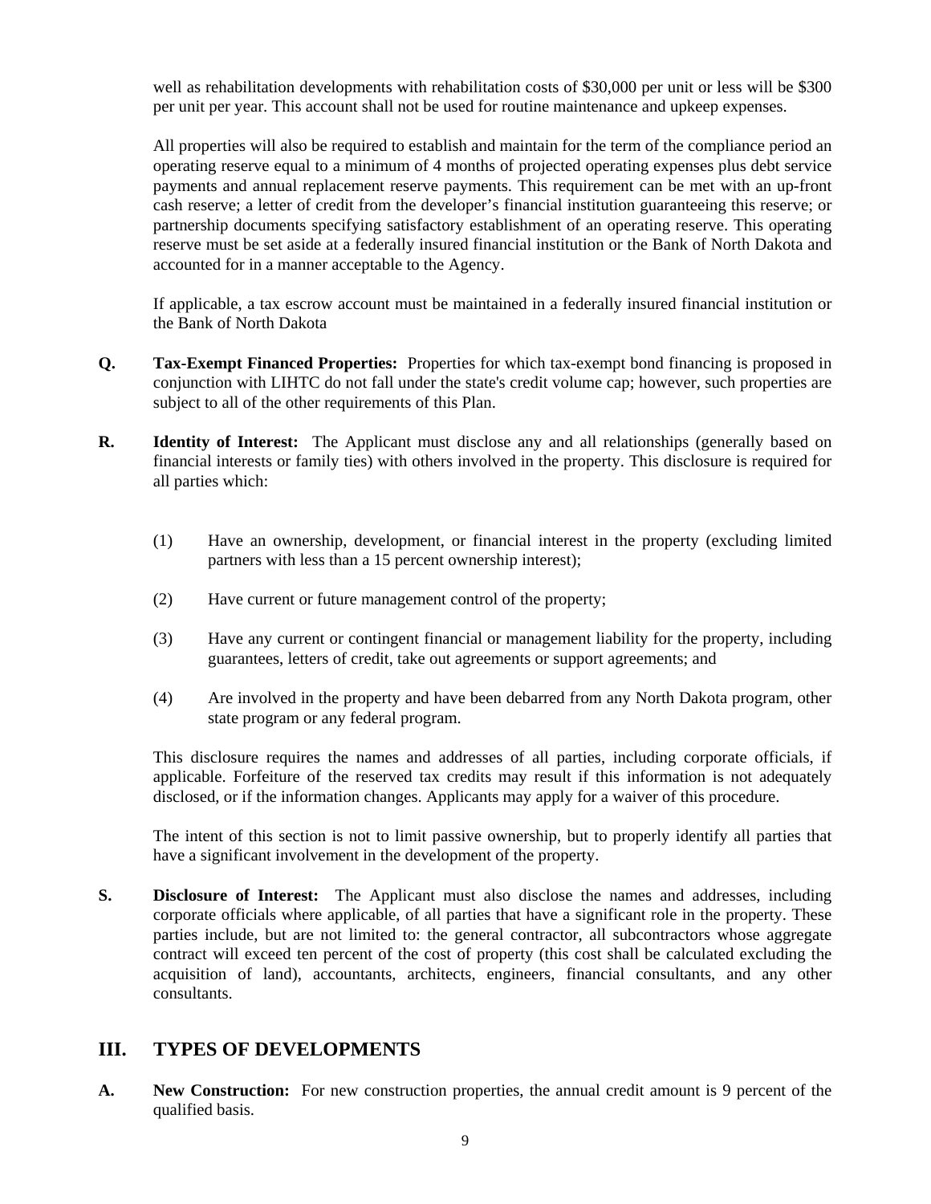well as rehabilitation developments with rehabilitation costs of $30,000 per unit or less will be $300 per unit per year. This account shall not be used for routine maintenance and upkeep expenses.

All properties will also be required to establish and maintain for the term of the compliance period an operating reserve equal to a minimum of 4 months of projected operating expenses plus debt service payments and annual replacement reserve payments. This requirement can be met with an up-front cash reserve; a letter of credit from the developer's financial institution guaranteeing this reserve; or partnership documents specifying satisfactory establishment of an operating reserve. This operating reserve must be set aside at a federally insured financial institution or the Bank of North Dakota and accounted for in a manner acceptable to the Agency.

If applicable, a tax escrow account must be maintained in a federally insured financial institution or the Bank of North Dakota

**Q. Tax-Exempt Financed Properties:** Properties for which tax-exempt bond financing is proposed in conjunction with LIHTC do not fall under the state's credit volume cap; however, such properties are subject to all of the other requirements of this Plan.

**R. Identity of Interest:** The Applicant must disclose any and all relationships (generally based on financial interests or family ties) with others involved in the property. This disclosure is required for all parties which:

(1) Have an ownership, development, or financial interest in the property (excluding limited partners with less than a 15 percent ownership interest);

(2) Have current or future management control of the property;

(3) Have any current or contingent financial or management liability for the property, including guarantees, letters of credit, take out agreements or support agreements; and

(4) Are involved in the property and have been debarred from any North Dakota program, other state program or any federal program.

This disclosure requires the names and addresses of all parties, including corporate officials, if applicable. Forfeiture of the reserved tax credits may result if this information is not adequately disclosed, or if the information changes. Applicants may apply for a waiver of this procedure.

The intent of this section is not to limit passive ownership, but to properly identify all parties that have a significant involvement in the development of the property.

**S. Disclosure of Interest:** The Applicant must also disclose the names and addresses, including corporate officials where applicable, of all parties that have a significant role in the property. These parties include, but are not limited to: the general contractor, all subcontractors whose aggregate contract will exceed ten percent of the cost of property (this cost shall be calculated excluding the acquisition of land), accountants, architects, engineers, financial consultants, and any other consultants.

## III. TYPES OF DEVELOPMENTS

**A. New Construction:** For new construction properties, the annual credit amount is 9 percent of the qualified basis.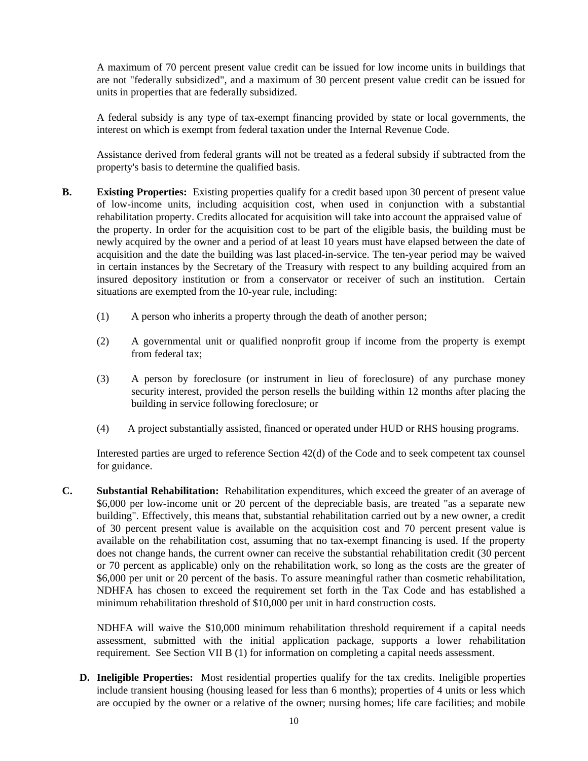A maximum of 70 percent present value credit can be issued for low income units in buildings that are not "federally subsidized", and a maximum of 30 percent present value credit can be issued for units in properties that are federally subsidized.

A federal subsidy is any type of tax-exempt financing provided by state or local governments, the interest on which is exempt from federal taxation under the Internal Revenue Code.

Assistance derived from federal grants will not be treated as a federal subsidy if subtracted from the property's basis to determine the qualified basis.

**B. Existing Properties:** Existing properties qualify for a credit based upon 30 percent of present value of low-income units, including acquisition cost, when used in conjunction with a substantial rehabilitation property. Credits allocated for acquisition will take into account the appraised value of the property. In order for the acquisition cost to be part of the eligible basis, the building must be newly acquired by the owner and a period of at least 10 years must have elapsed between the date of acquisition and the date the building was last placed-in-service. The ten-year period may be waived in certain instances by the Secretary of the Treasury with respect to any building acquired from an insured depository institution or from a conservator or receiver of such an institution. Certain situations are exempted from the 10-year rule, including:

(1) A person who inherits a property through the death of another person;

(2) A governmental unit or qualified nonprofit group if income from the property is exempt from federal tax;

(3) A person by foreclosure (or instrument in lieu of foreclosure) of any purchase money security interest, provided the person resells the building within 12 months after placing the building in service following foreclosure; or

(4) A project substantially assisted, financed or operated under HUD or RHS housing programs.

Interested parties are urged to reference Section 42(d) of the Code and to seek competent tax counsel for guidance.

**C. Substantial Rehabilitation:** Rehabilitation expenditures, which exceed the greater of an average of $6,000 per low-income unit or 20 percent of the depreciable basis, are treated "as a separate new building". Effectively, this means that, substantial rehabilitation carried out by a new owner, a credit of 30 percent present value is available on the acquisition cost and 70 percent present value is available on the rehabilitation cost, assuming that no tax-exempt financing is used. If the property does not change hands, the current owner can receive the substantial rehabilitation credit (30 percent or 70 percent as applicable) only on the rehabilitation work, so long as the costs are the greater of $6,000 per unit or 20 percent of the basis. To assure meaningful rather than cosmetic rehabilitation, NDHFA has chosen to exceed the requirement set forth in the Tax Code and has established a minimum rehabilitation threshold of $10,000 per unit in hard construction costs.

NDHFA will waive the $10,000 minimum rehabilitation threshold requirement if a capital needs assessment, submitted with the initial application package, supports a lower rehabilitation requirement. See Section VII B (1) for information on completing a capital needs assessment.

**D. Ineligible Properties:** Most residential properties qualify for the tax credits. Ineligible properties include transient housing (housing leased for less than 6 months); properties of 4 units or less which are occupied by the owner or a relative of the owner; nursing homes; life care facilities; and mobile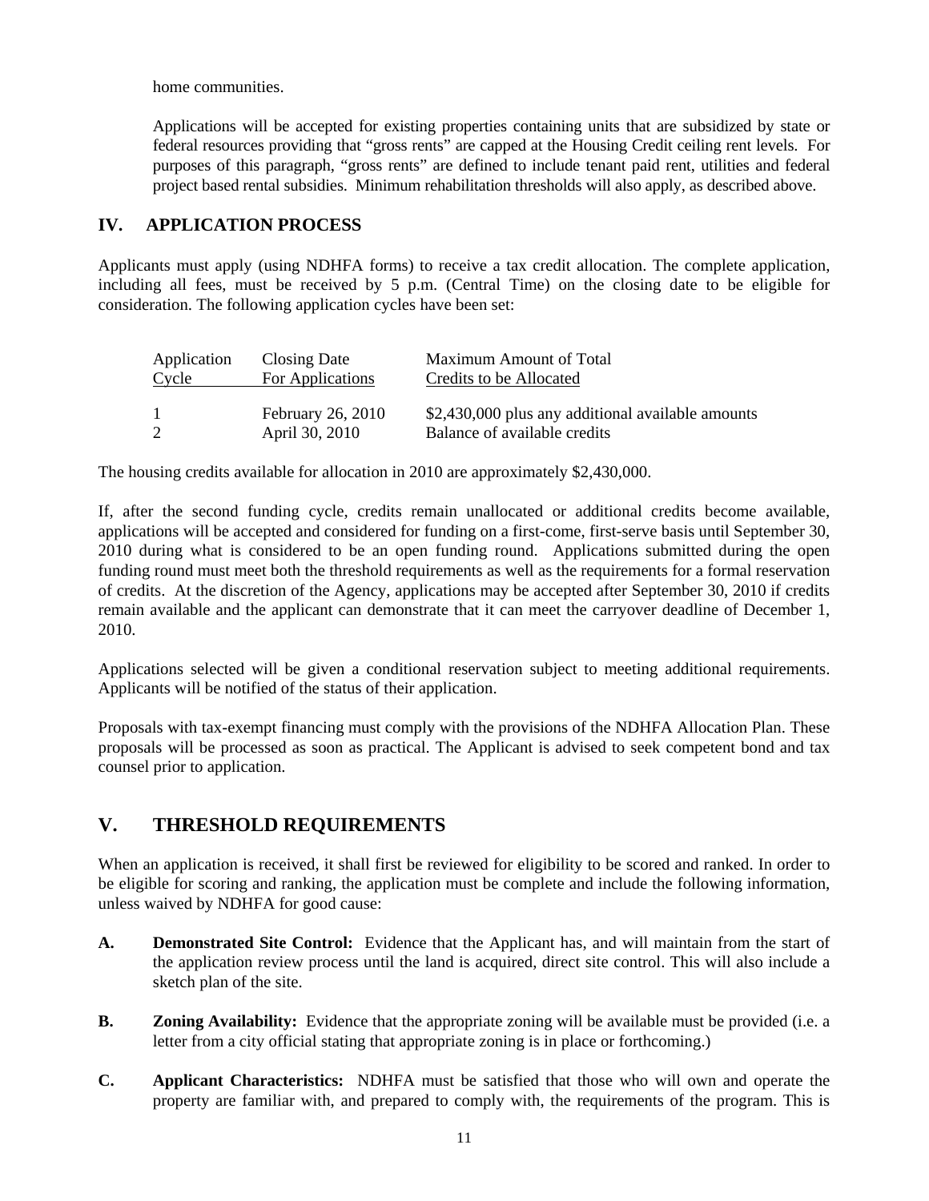home communities.

Applications will be accepted for existing properties containing units that are subsidized by state or federal resources providing that "gross rents" are capped at the Housing Credit ceiling rent levels. For purposes of this paragraph, "gross rents" are defined to include tenant paid rent, utilities and federal project based rental subsidies. Minimum rehabilitation thresholds will also apply, as described above.

## IV. APPLICATION PROCESS

Applicants must apply (using NDHFA forms) to receive a tax credit allocation. The complete application, including all fees, must be received by 5 p.m. (Central Time) on the closing date to be eligible for consideration. The following application cycles have been set:

| Application Cycle | Closing Date For Applications | Maximum Amount of Total Credits to be Allocated |
|---|---|---|
| 1 | February 26, 2010 | $2,430,000 plus any additional available amounts |
| 2 | April 30, 2010 | Balance of available credits |

The housing credits available for allocation in 2010 are approximately $2,430,000.

If, after the second funding cycle, credits remain unallocated or additional credits become available, applications will be accepted and considered for funding on a first-come, first-serve basis until September 30, 2010 during what is considered to be an open funding round. Applications submitted during the open funding round must meet both the threshold requirements as well as the requirements for a formal reservation of credits. At the discretion of the Agency, applications may be accepted after September 30, 2010 if credits remain available and the applicant can demonstrate that it can meet the carryover deadline of December 1, 2010.

Applications selected will be given a conditional reservation subject to meeting additional requirements. Applicants will be notified of the status of their application.

Proposals with tax-exempt financing must comply with the provisions of the NDHFA Allocation Plan. These proposals will be processed as soon as practical. The Applicant is advised to seek competent bond and tax counsel prior to application.

## V. THRESHOLD REQUIREMENTS

When an application is received, it shall first be reviewed for eligibility to be scored and ranked. In order to be eligible for scoring and ranking, the application must be complete and include the following information, unless waived by NDHFA for good cause:

**A.** **Demonstrated Site Control:** Evidence that the Applicant has, and will maintain from the start of the application review process until the land is acquired, direct site control. This will also include a sketch plan of the site.

**B.** **Zoning Availability:** Evidence that the appropriate zoning will be available must be provided (i.e. a letter from a city official stating that appropriate zoning is in place or forthcoming.)

**C.** **Applicant Characteristics:** NDHFA must be satisfied that those who will own and operate the property are familiar with, and prepared to comply with, the requirements of the program. This is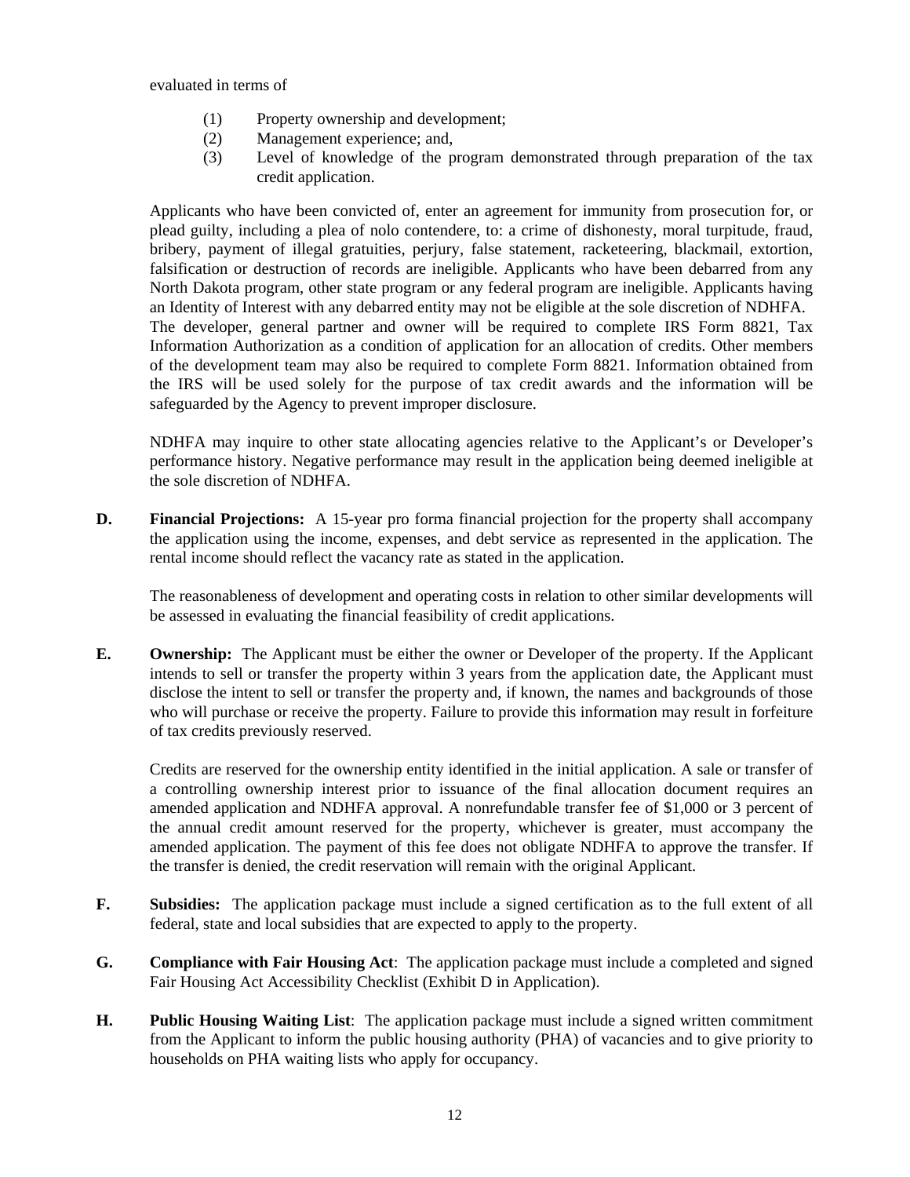evaluated in terms of

(1) Property ownership and development;
(2) Management experience; and,
(3) Level of knowledge of the program demonstrated through preparation of the tax credit application.

Applicants who have been convicted of, enter an agreement for immunity from prosecution for, or plead guilty, including a plea of nolo contendere, to: a crime of dishonesty, moral turpitude, fraud, bribery, payment of illegal gratuities, perjury, false statement, racketeering, blackmail, extortion, falsification or destruction of records are ineligible. Applicants who have been debarred from any North Dakota program, other state program or any federal program are ineligible. Applicants having an Identity of Interest with any debarred entity may not be eligible at the sole discretion of NDHFA. The developer, general partner and owner will be required to complete IRS Form 8821, Tax Information Authorization as a condition of application for an allocation of credits. Other members of the development team may also be required to complete Form 8821. Information obtained from the IRS will be used solely for the purpose of tax credit awards and the information will be safeguarded by the Agency to prevent improper disclosure.

NDHFA may inquire to other state allocating agencies relative to the Applicant's or Developer's performance history. Negative performance may result in the application being deemed ineligible at the sole discretion of NDHFA.

**D. Financial Projections:** A 15-year pro forma financial projection for the property shall accompany the application using the income, expenses, and debt service as represented in the application. The rental income should reflect the vacancy rate as stated in the application.

The reasonableness of development and operating costs in relation to other similar developments will be assessed in evaluating the financial feasibility of credit applications.

**E. Ownership:** The Applicant must be either the owner or Developer of the property. If the Applicant intends to sell or transfer the property within 3 years from the application date, the Applicant must disclose the intent to sell or transfer the property and, if known, the names and backgrounds of those who will purchase or receive the property. Failure to provide this information may result in forfeiture of tax credits previously reserved.

Credits are reserved for the ownership entity identified in the initial application. A sale or transfer of a controlling ownership interest prior to issuance of the final allocation document requires an amended application and NDHFA approval. A nonrefundable transfer fee of $1,000 or 3 percent of the annual credit amount reserved for the property, whichever is greater, must accompany the amended application. The payment of this fee does not obligate NDHFA to approve the transfer. If the transfer is denied, the credit reservation will remain with the original Applicant.

**F. Subsidies:** The application package must include a signed certification as to the full extent of all federal, state and local subsidies that are expected to apply to the property.

**G. Compliance with Fair Housing Act**: The application package must include a completed and signed Fair Housing Act Accessibility Checklist (Exhibit D in Application).

**H. Public Housing Waiting List**: The application package must include a signed written commitment from the Applicant to inform the public housing authority (PHA) of vacancies and to give priority to households on PHA waiting lists who apply for occupancy.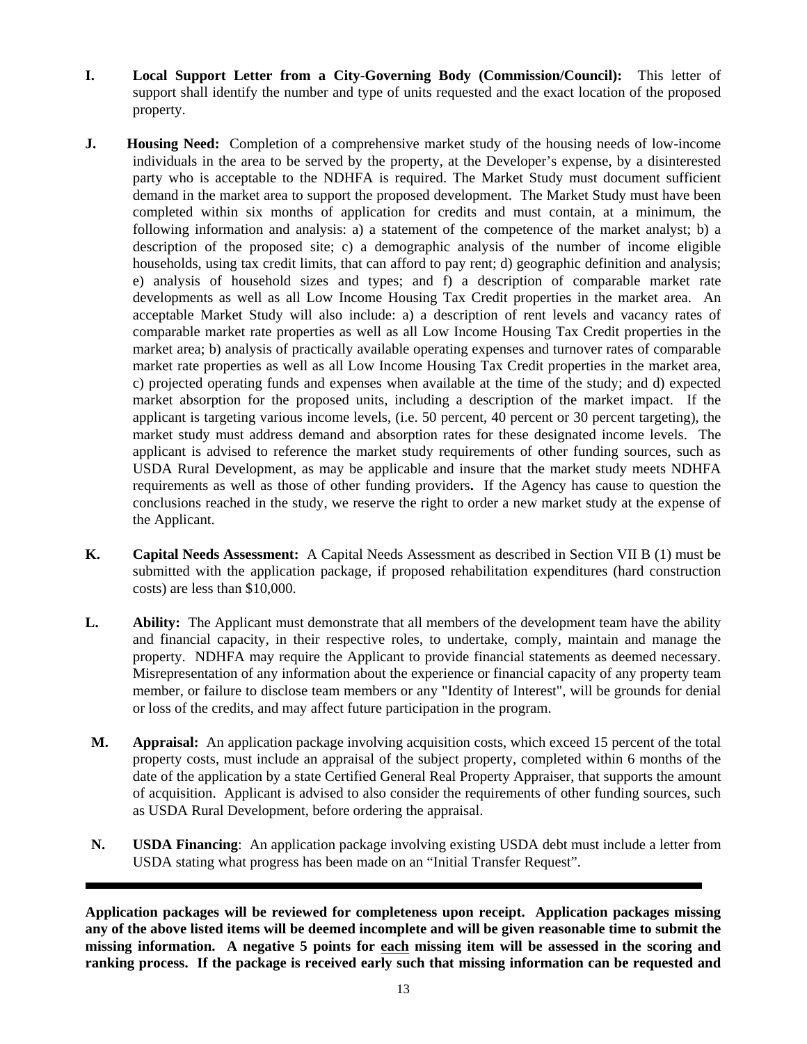**I. Local Support Letter from a City-Governing Body (Commission/Council):** This letter of support shall identify the number and type of units requested and the exact location of the proposed property.

**J. Housing Need:** Completion of a comprehensive market study of the housing needs of low-income individuals in the area to be served by the property, at the Developer's expense, by a disinterested party who is acceptable to the NDHFA is required. The Market Study must document sufficient demand in the market area to support the proposed development. The Market Study must have been completed within six months of application for credits and must contain, at a minimum, the following information and analysis: a) a statement of the competence of the market analyst; b) a description of the proposed site; c) a demographic analysis of the number of income eligible households, using tax credit limits, that can afford to pay rent; d) geographic definition and analysis; e) analysis of household sizes and types; and f) a description of comparable market rate developments as well as all Low Income Housing Tax Credit properties in the market area. An acceptable Market Study will also include: a) a description of rent levels and vacancy rates of comparable market rate properties as well as all Low Income Housing Tax Credit properties in the market area; b) analysis of practically available operating expenses and turnover rates of comparable market rate properties as well as all Low Income Housing Tax Credit properties in the market area, c) projected operating funds and expenses when available at the time of the study; and d) expected market absorption for the proposed units, including a description of the market impact. If the applicant is targeting various income levels, (i.e. 50 percent, 40 percent or 30 percent targeting), the market study must address demand and absorption rates for these designated income levels. The applicant is advised to reference the market study requirements of other funding sources, such as USDA Rural Development, as may be applicable and insure that the market study meets NDHFA requirements as well as those of other funding providers**.** If the Agency has cause to question the conclusions reached in the study, we reserve the right to order a new market study at the expense of the Applicant.

**K. Capital Needs Assessment:** A Capital Needs Assessment as described in Section VII B (1) must be submitted with the application package, if proposed rehabilitation expenditures (hard construction costs) are less than $10,000.

**L. Ability:** The Applicant must demonstrate that all members of the development team have the ability and financial capacity, in their respective roles, to undertake, comply, maintain and manage the property. NDHFA may require the Applicant to provide financial statements as deemed necessary. Misrepresentation of any information about the experience or financial capacity of any property team member, or failure to disclose team members or any "Identity of Interest", will be grounds for denial or loss of the credits, and may affect future participation in the program.

**M. Appraisal:** An application package involving acquisition costs, which exceed 15 percent of the total property costs, must include an appraisal of the subject property, completed within 6 months of the date of the application by a state Certified General Real Property Appraiser, that supports the amount of acquisition. Applicant is advised to also consider the requirements of other funding sources, such as USDA Rural Development, before ordering the appraisal.

**N. USDA Financing**: An application package involving existing USDA debt must include a letter from USDA stating what progress has been made on an "Initial Transfer Request".

---

**Application packages will be reviewed for completeness upon receipt. Application packages missing any of the above listed items will be deemed incomplete and will be given reasonable time to submit the missing information. A negative 5 points for <u>each</u> missing item will be assessed in the scoring and ranking process. If the package is received early such that missing information can be requested and**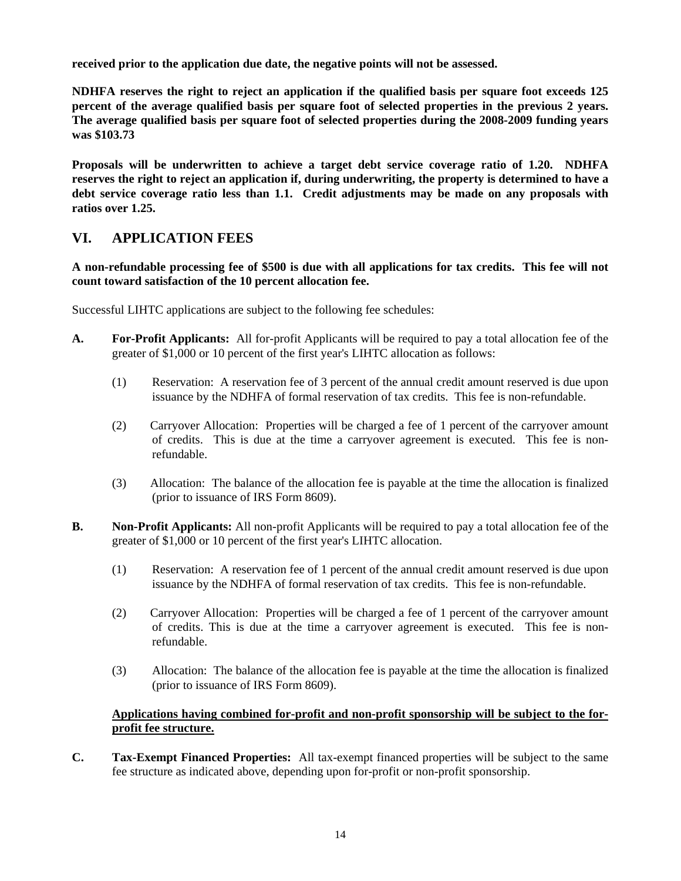**received prior to the application due date, the negative points will not be assessed.**

**NDHFA reserves the right to reject an application if the qualified basis per square foot exceeds 125 percent of the average qualified basis per square foot of selected properties in the previous 2 years. The average qualified basis per square foot of selected properties during the 2008-2009 funding years was $103.73**

**Proposals will be underwritten to achieve a target debt service coverage ratio of 1.20. NDHFA reserves the right to reject an application if, during underwriting, the property is determined to have a debt service coverage ratio less than 1.1. Credit adjustments may be made on any proposals with ratios over 1.25.**

## VI. APPLICATION FEES

**A non-refundable processing fee of $500 is due with all applications for tax credits. This fee will not count toward satisfaction of the 10 percent allocation fee.**

Successful LIHTC applications are subject to the following fee schedules:

**A. For-Profit Applicants:** All for-profit Applicants will be required to pay a total allocation fee of the greater of $1,000 or 10 percent of the first year's LIHTC allocation as follows:

(1) Reservation: A reservation fee of 3 percent of the annual credit amount reserved is due upon issuance by the NDHFA of formal reservation of tax credits. This fee is non-refundable.

(2) Carryover Allocation: Properties will be charged a fee of 1 percent of the carryover amount of credits. This is due at the time a carryover agreement is executed. This fee is non-refundable.

(3) Allocation: The balance of the allocation fee is payable at the time the allocation is finalized (prior to issuance of IRS Form 8609).

**B. Non-Profit Applicants:** All non-profit Applicants will be required to pay a total allocation fee of the greater of $1,000 or 10 percent of the first year's LIHTC allocation.

(1) Reservation: A reservation fee of 1 percent of the annual credit amount reserved is due upon issuance by the NDHFA of formal reservation of tax credits. This fee is non-refundable.

(2) Carryover Allocation: Properties will be charged a fee of 1 percent of the carryover amount of credits. This is due at the time a carryover agreement is executed. This fee is non-refundable.

(3) Allocation: The balance of the allocation fee is payable at the time the allocation is finalized (prior to issuance of IRS Form 8609).

**<u>Applications having combined for-profit and non-profit sponsorship will be subject to the for-profit fee structure.</u>**

**C. Tax-Exempt Financed Properties:** All tax-exempt financed properties will be subject to the same fee structure as indicated above, depending upon for-profit or non-profit sponsorship.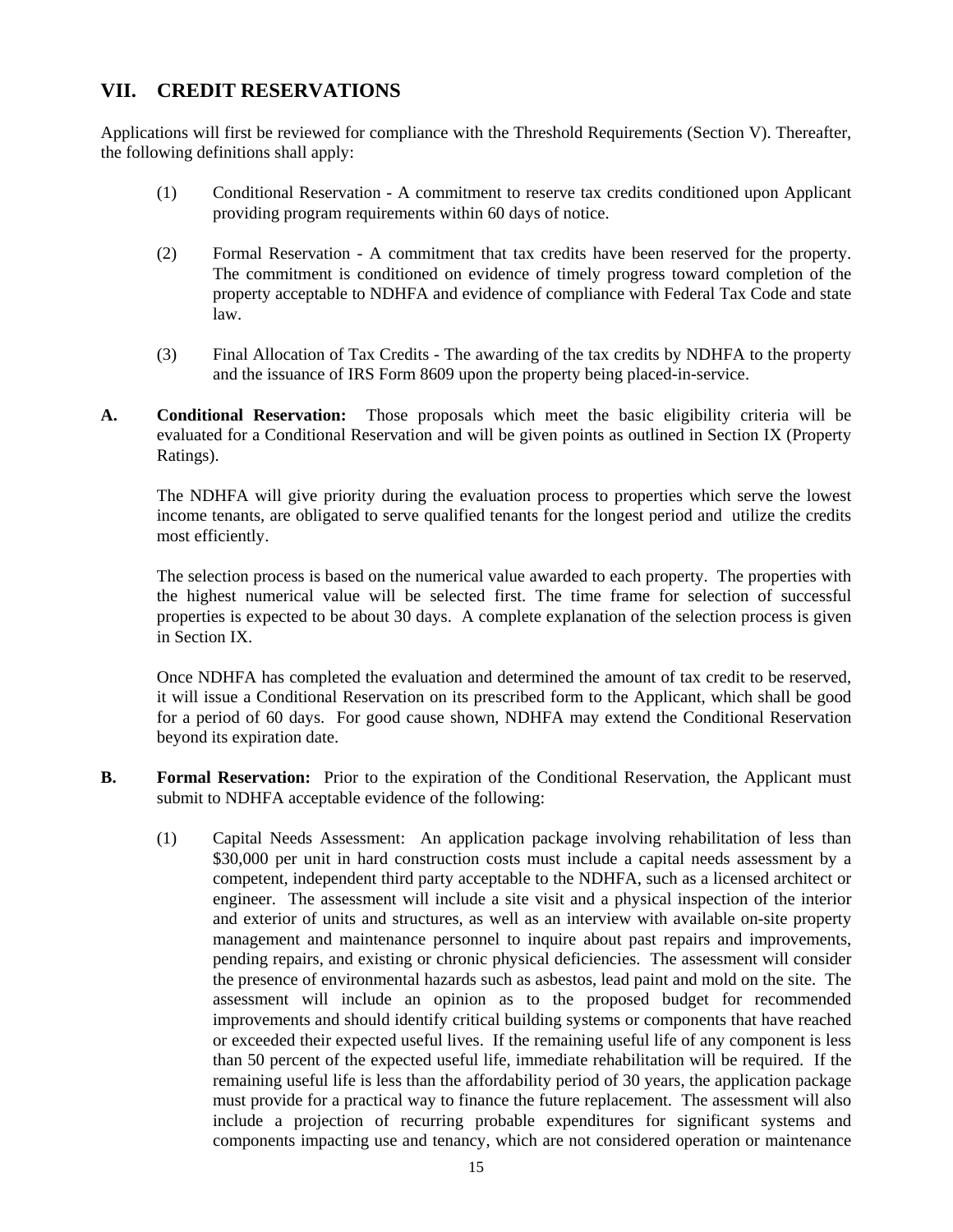## VII. CREDIT RESERVATIONS

Applications will first be reviewed for compliance with the Threshold Requirements (Section V). Thereafter, the following definitions shall apply:

(1) Conditional Reservation - A commitment to reserve tax credits conditioned upon Applicant providing program requirements within 60 days of notice.

(2) Formal Reservation - A commitment that tax credits have been reserved for the property. The commitment is conditioned on evidence of timely progress toward completion of the property acceptable to NDHFA and evidence of compliance with Federal Tax Code and state law.

(3) Final Allocation of Tax Credits - The awarding of the tax credits by NDHFA to the property and the issuance of IRS Form 8609 upon the property being placed-in-service.

**A. Conditional Reservation:** Those proposals which meet the basic eligibility criteria will be evaluated for a Conditional Reservation and will be given points as outlined in Section IX (Property Ratings).

The NDHFA will give priority during the evaluation process to properties which serve the lowest income tenants, are obligated to serve qualified tenants for the longest period and utilize the credits most efficiently.

The selection process is based on the numerical value awarded to each property. The properties with the highest numerical value will be selected first. The time frame for selection of successful properties is expected to be about 30 days. A complete explanation of the selection process is given in Section IX.

Once NDHFA has completed the evaluation and determined the amount of tax credit to be reserved, it will issue a Conditional Reservation on its prescribed form to the Applicant, which shall be good for a period of 60 days. For good cause shown, NDHFA may extend the Conditional Reservation beyond its expiration date.

**B. Formal Reservation:** Prior to the expiration of the Conditional Reservation, the Applicant must submit to NDHFA acceptable evidence of the following:

(1) Capital Needs Assessment: An application package involving rehabilitation of less than $30,000 per unit in hard construction costs must include a capital needs assessment by a competent, independent third party acceptable to the NDHFA, such as a licensed architect or engineer. The assessment will include a site visit and a physical inspection of the interior and exterior of units and structures, as well as an interview with available on-site property management and maintenance personnel to inquire about past repairs and improvements, pending repairs, and existing or chronic physical deficiencies. The assessment will consider the presence of environmental hazards such as asbestos, lead paint and mold on the site. The assessment will include an opinion as to the proposed budget for recommended improvements and should identify critical building systems or components that have reached or exceeded their expected useful lives. If the remaining useful life of any component is less than 50 percent of the expected useful life, immediate rehabilitation will be required. If the remaining useful life is less than the affordability period of 30 years, the application package must provide for a practical way to finance the future replacement. The assessment will also include a projection of recurring probable expenditures for significant systems and components impacting use and tenancy, which are not considered operation or maintenance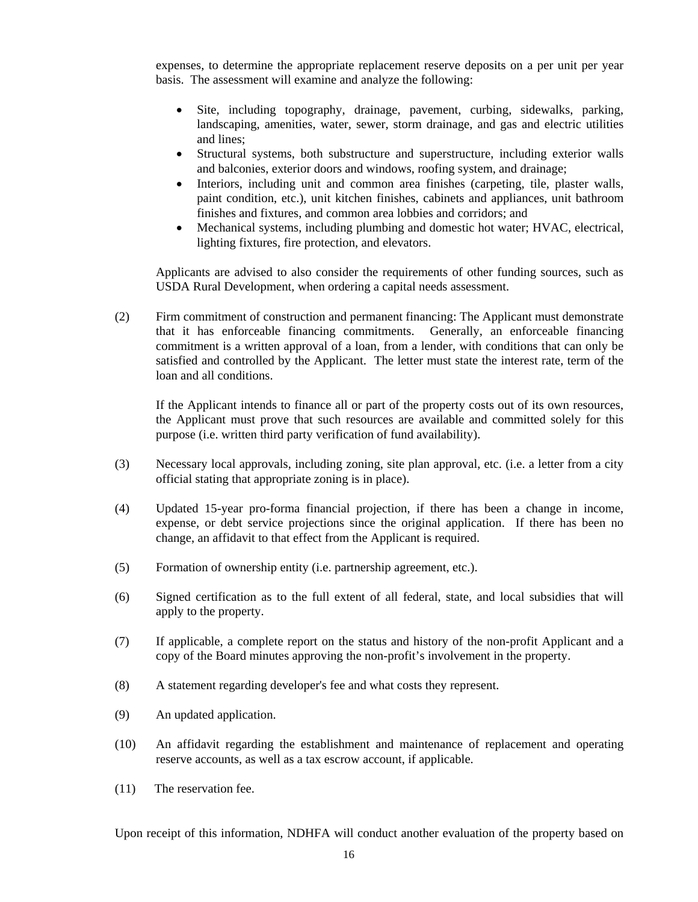expenses, to determine the appropriate replacement reserve deposits on a per unit per year basis. The assessment will examine and analyze the following:

- Site, including topography, drainage, pavement, curbing, sidewalks, parking, landscaping, amenities, water, sewer, storm drainage, and gas and electric utilities and lines;
- Structural systems, both substructure and superstructure, including exterior walls and balconies, exterior doors and windows, roofing system, and drainage;
- Interiors, including unit and common area finishes (carpeting, tile, plaster walls, paint condition, etc.), unit kitchen finishes, cabinets and appliances, unit bathroom finishes and fixtures, and common area lobbies and corridors; and
- Mechanical systems, including plumbing and domestic hot water; HVAC, electrical, lighting fixtures, fire protection, and elevators.

Applicants are advised to also consider the requirements of other funding sources, such as USDA Rural Development, when ordering a capital needs assessment.

(2) Firm commitment of construction and permanent financing: The Applicant must demonstrate that it has enforceable financing commitments. Generally, an enforceable financing commitment is a written approval of a loan, from a lender, with conditions that can only be satisfied and controlled by the Applicant. The letter must state the interest rate, term of the loan and all conditions.

If the Applicant intends to finance all or part of the property costs out of its own resources, the Applicant must prove that such resources are available and committed solely for this purpose (i.e. written third party verification of fund availability).

(3) Necessary local approvals, including zoning, site plan approval, etc. (i.e. a letter from a city official stating that appropriate zoning is in place).

(4) Updated 15-year pro-forma financial projection, if there has been a change in income, expense, or debt service projections since the original application. If there has been no change, an affidavit to that effect from the Applicant is required.

(5) Formation of ownership entity (i.e. partnership agreement, etc.).

(6) Signed certification as to the full extent of all federal, state, and local subsidies that will apply to the property.

(7) If applicable, a complete report on the status and history of the non-profit Applicant and a copy of the Board minutes approving the non-profit's involvement in the property.

(8) A statement regarding developer's fee and what costs they represent.

(9) An updated application.

(10) An affidavit regarding the establishment and maintenance of replacement and operating reserve accounts, as well as a tax escrow account, if applicable.

(11) The reservation fee.

Upon receipt of this information, NDHFA will conduct another evaluation of the property based on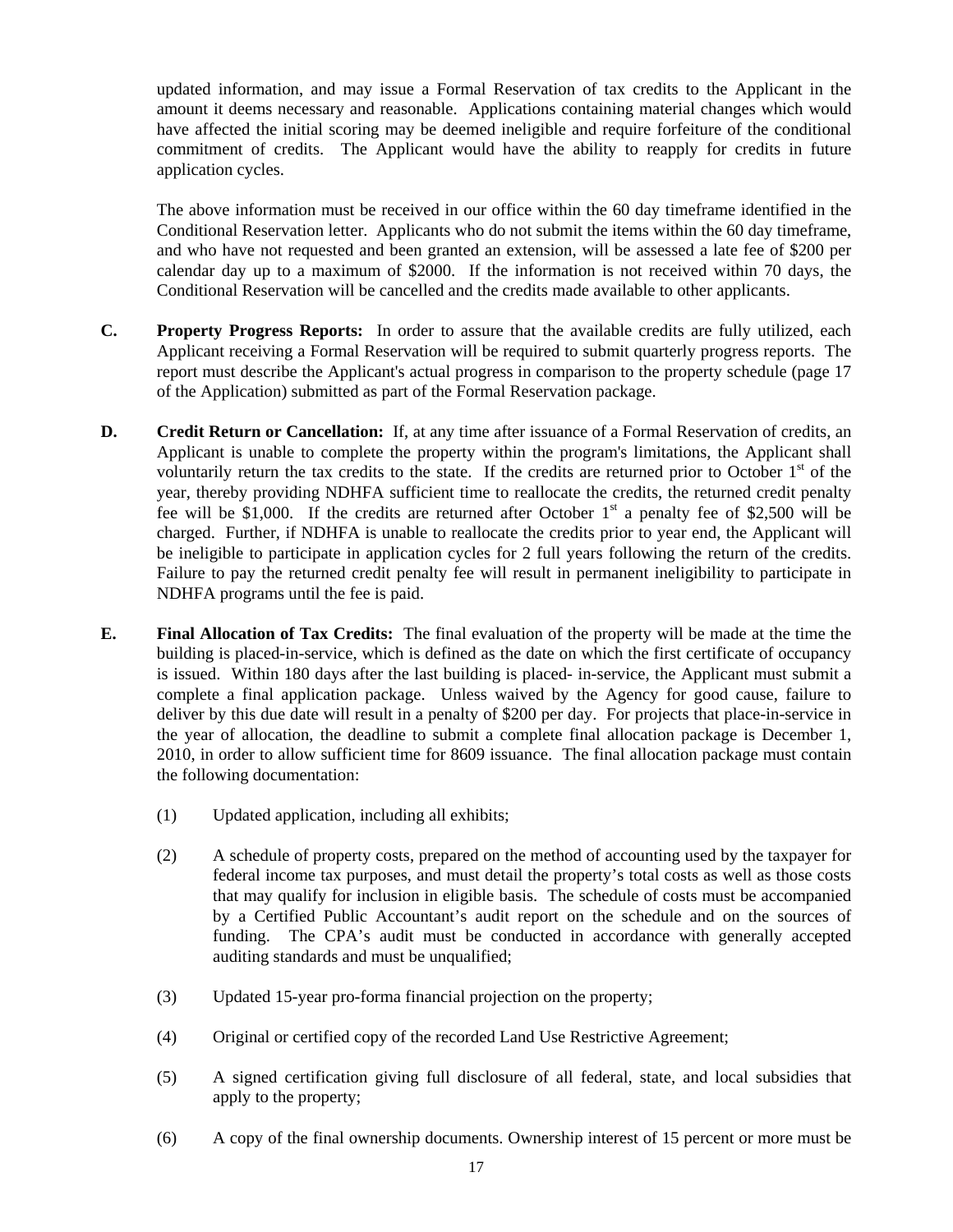updated information, and may issue a Formal Reservation of tax credits to the Applicant in the amount it deems necessary and reasonable. Applications containing material changes which would have affected the initial scoring may be deemed ineligible and require forfeiture of the conditional commitment of credits. The Applicant would have the ability to reapply for credits in future application cycles.

The above information must be received in our office within the 60 day timeframe identified in the Conditional Reservation letter. Applicants who do not submit the items within the 60 day timeframe, and who have not requested and been granted an extension, will be assessed a late fee of $200 per calendar day up to a maximum of $2000. If the information is not received within 70 days, the Conditional Reservation will be cancelled and the credits made available to other applicants.

**C.** **Property Progress Reports:** In order to assure that the available credits are fully utilized, each Applicant receiving a Formal Reservation will be required to submit quarterly progress reports. The report must describe the Applicant's actual progress in comparison to the property schedule (page 17 of the Application) submitted as part of the Formal Reservation package.

**D.** **Credit Return or Cancellation:** If, at any time after issuance of a Formal Reservation of credits, an Applicant is unable to complete the property within the program's limitations, the Applicant shall voluntarily return the tax credits to the state. If the credits are returned prior to October 1st of the year, thereby providing NDHFA sufficient time to reallocate the credits, the returned credit penalty fee will be $1,000. If the credits are returned after October 1st a penalty fee of $2,500 will be charged. Further, if NDHFA is unable to reallocate the credits prior to year end, the Applicant will be ineligible to participate in application cycles for 2 full years following the return of the credits. Failure to pay the returned credit penalty fee will result in permanent ineligibility to participate in NDHFA programs until the fee is paid.

**E.** **Final Allocation of Tax Credits:** The final evaluation of the property will be made at the time the building is placed-in-service, which is defined as the date on which the first certificate of occupancy is issued. Within 180 days after the last building is placed- in-service, the Applicant must submit a complete a final application package. Unless waived by the Agency for good cause, failure to deliver by this due date will result in a penalty of $200 per day. For projects that place-in-service in the year of allocation, the deadline to submit a complete final allocation package is December 1, 2010, in order to allow sufficient time for 8609 issuance. The final allocation package must contain the following documentation:

(1) Updated application, including all exhibits;

(2) A schedule of property costs, prepared on the method of accounting used by the taxpayer for federal income tax purposes, and must detail the property's total costs as well as those costs that may qualify for inclusion in eligible basis. The schedule of costs must be accompanied by a Certified Public Accountant's audit report on the schedule and on the sources of funding. The CPA's audit must be conducted in accordance with generally accepted auditing standards and must be unqualified;

(3) Updated 15-year pro-forma financial projection on the property;

(4) Original or certified copy of the recorded Land Use Restrictive Agreement;

(5) A signed certification giving full disclosure of all federal, state, and local subsidies that apply to the property;

(6) A copy of the final ownership documents. Ownership interest of 15 percent or more must be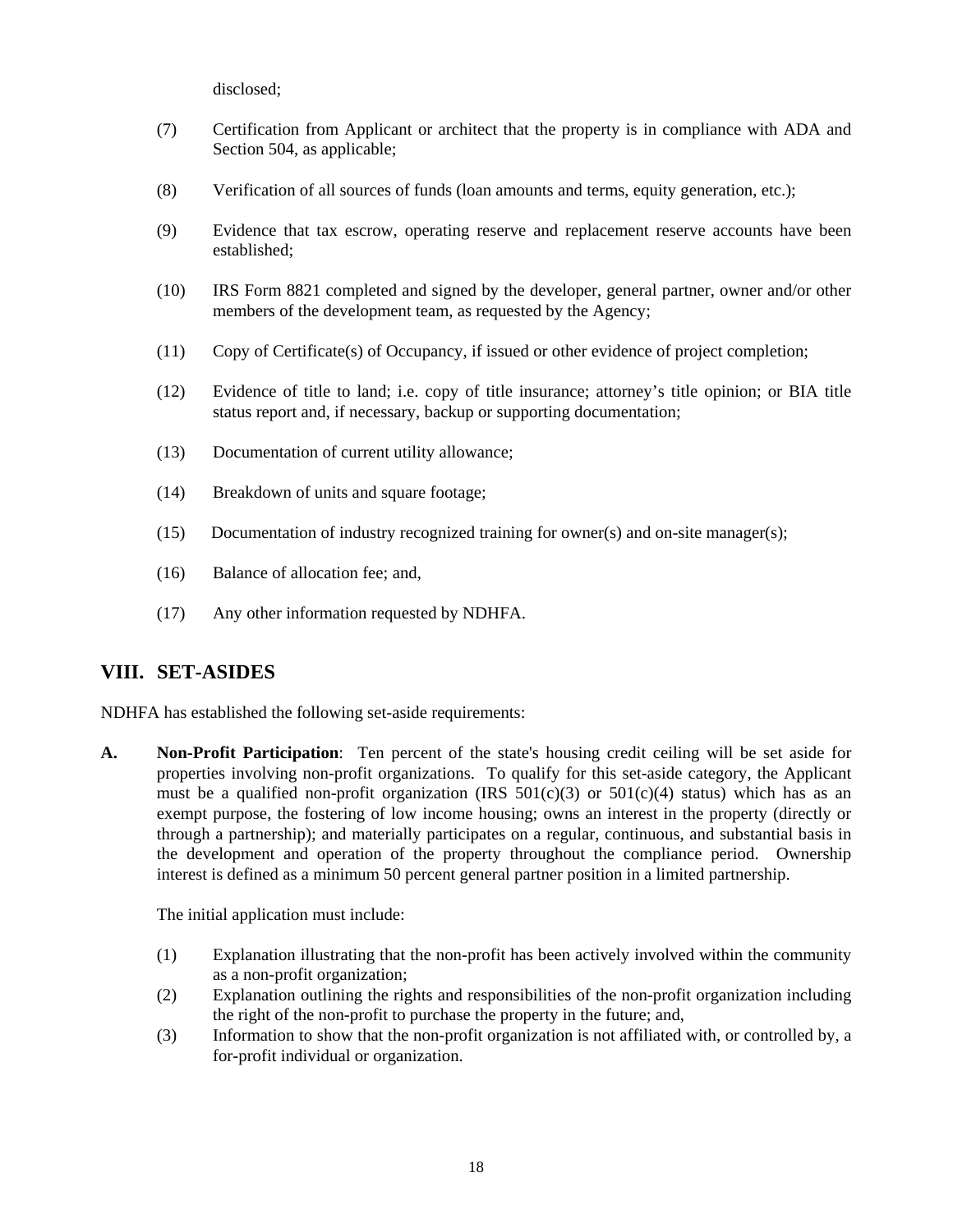disclosed;

(7) Certification from Applicant or architect that the property is in compliance with ADA and Section 504, as applicable;

(8) Verification of all sources of funds (loan amounts and terms, equity generation, etc.);

(9) Evidence that tax escrow, operating reserve and replacement reserve accounts have been established;

(10) IRS Form 8821 completed and signed by the developer, general partner, owner and/or other members of the development team, as requested by the Agency;

(11) Copy of Certificate(s) of Occupancy, if issued or other evidence of project completion;

(12) Evidence of title to land; i.e. copy of title insurance; attorney's title opinion; or BIA title status report and, if necessary, backup or supporting documentation;

(13) Documentation of current utility allowance;

(14) Breakdown of units and square footage;

(15) Documentation of industry recognized training for owner(s) and on-site manager(s);

(16) Balance of allocation fee; and,

(17) Any other information requested by NDHFA.

## VIII. SET-ASIDES

NDHFA has established the following set-aside requirements:

**A. Non-Profit Participation**: Ten percent of the state's housing credit ceiling will be set aside for properties involving non-profit organizations. To qualify for this set-aside category, the Applicant must be a qualified non-profit organization (IRS 501(c)(3) or 501(c)(4) status) which has as an exempt purpose, the fostering of low income housing; owns an interest in the property (directly or through a partnership); and materially participates on a regular, continuous, and substantial basis in the development and operation of the property throughout the compliance period. Ownership interest is defined as a minimum 50 percent general partner position in a limited partnership.

The initial application must include:

(1) Explanation illustrating that the non-profit has been actively involved within the community as a non-profit organization;

(2) Explanation outlining the rights and responsibilities of the non-profit organization including the right of the non-profit to purchase the property in the future; and,

(3) Information to show that the non-profit organization is not affiliated with, or controlled by, a for-profit individual or organization.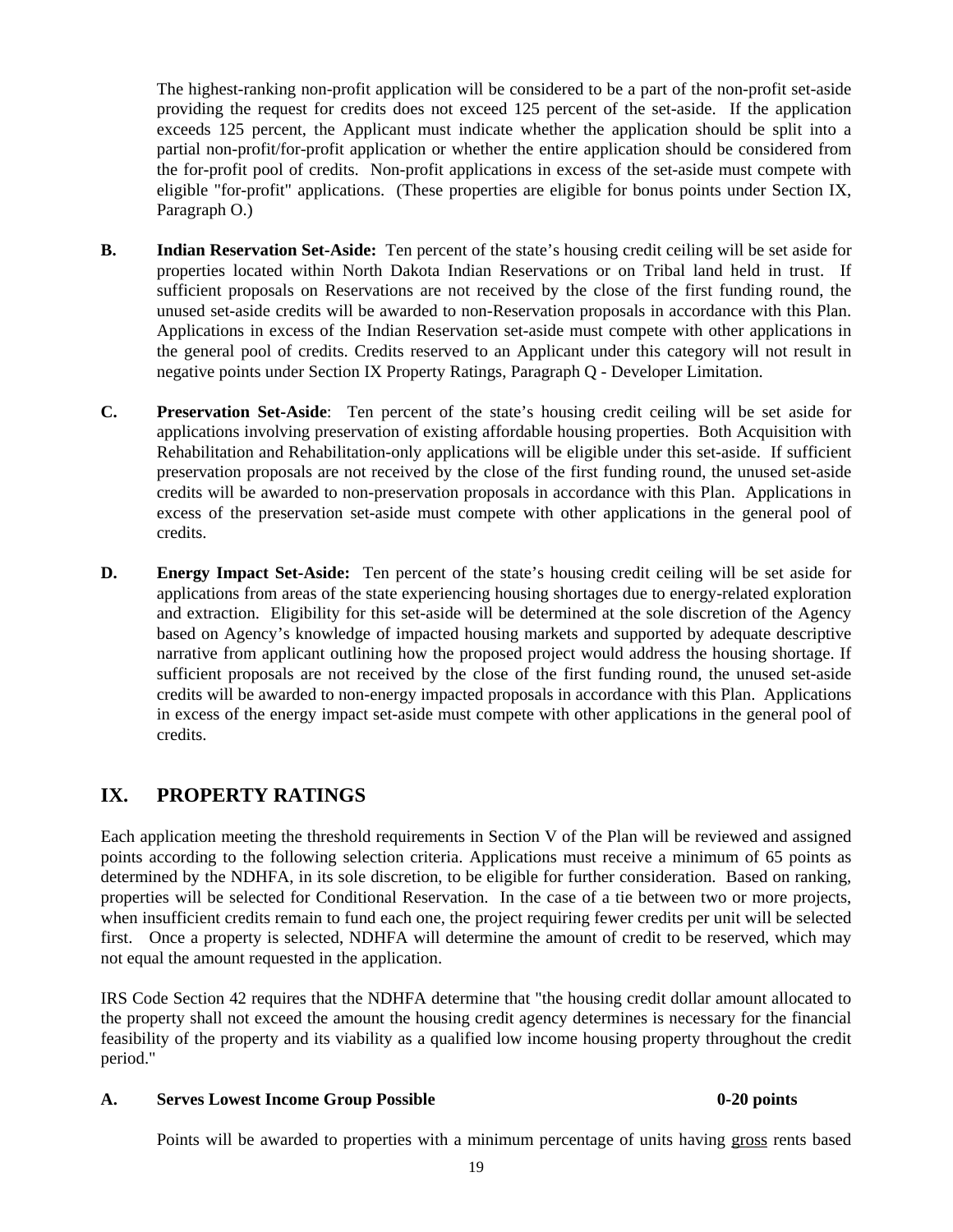The highest-ranking non-profit application will be considered to be a part of the non-profit set-aside providing the request for credits does not exceed 125 percent of the set-aside. If the application exceeds 125 percent, the Applicant must indicate whether the application should be split into a partial non-profit/for-profit application or whether the entire application should be considered from the for-profit pool of credits. Non-profit applications in excess of the set-aside must compete with eligible "for-profit" applications. (These properties are eligible for bonus points under Section IX, Paragraph O.)

**B. Indian Reservation Set-Aside:** Ten percent of the state's housing credit ceiling will be set aside for properties located within North Dakota Indian Reservations or on Tribal land held in trust. If sufficient proposals on Reservations are not received by the close of the first funding round, the unused set-aside credits will be awarded to non-Reservation proposals in accordance with this Plan. Applications in excess of the Indian Reservation set-aside must compete with other applications in the general pool of credits. Credits reserved to an Applicant under this category will not result in negative points under Section IX Property Ratings, Paragraph Q - Developer Limitation.

**C. Preservation Set-Aside**: Ten percent of the state's housing credit ceiling will be set aside for applications involving preservation of existing affordable housing properties. Both Acquisition with Rehabilitation and Rehabilitation-only applications will be eligible under this set-aside. If sufficient preservation proposals are not received by the close of the first funding round, the unused set-aside credits will be awarded to non-preservation proposals in accordance with this Plan. Applications in excess of the preservation set-aside must compete with other applications in the general pool of credits.

**D. Energy Impact Set-Aside:** Ten percent of the state's housing credit ceiling will be set aside for applications from areas of the state experiencing housing shortages due to energy-related exploration and extraction. Eligibility for this set-aside will be determined at the sole discretion of the Agency based on Agency's knowledge of impacted housing markets and supported by adequate descriptive narrative from applicant outlining how the proposed project would address the housing shortage. If sufficient proposals are not received by the close of the first funding round, the unused set-aside credits will be awarded to non-energy impacted proposals in accordance with this Plan. Applications in excess of the energy impact set-aside must compete with other applications in the general pool of credits.

## IX. PROPERTY RATINGS

Each application meeting the threshold requirements in Section V of the Plan will be reviewed and assigned points according to the following selection criteria. Applications must receive a minimum of 65 points as determined by the NDHFA, in its sole discretion, to be eligible for further consideration. Based on ranking, properties will be selected for Conditional Reservation. In the case of a tie between two or more projects, when insufficient credits remain to fund each one, the project requiring fewer credits per unit will be selected first. Once a property is selected, NDHFA will determine the amount of credit to be reserved, which may not equal the amount requested in the application.

IRS Code Section 42 requires that the NDHFA determine that "the housing credit dollar amount allocated to the property shall not exceed the amount the housing credit agency determines is necessary for the financial feasibility of the property and its viability as a qualified low income housing property throughout the credit period."

**A. Serves Lowest Income Group Possible 0-20 points**

Points will be awarded to properties with a minimum percentage of units having gross rents based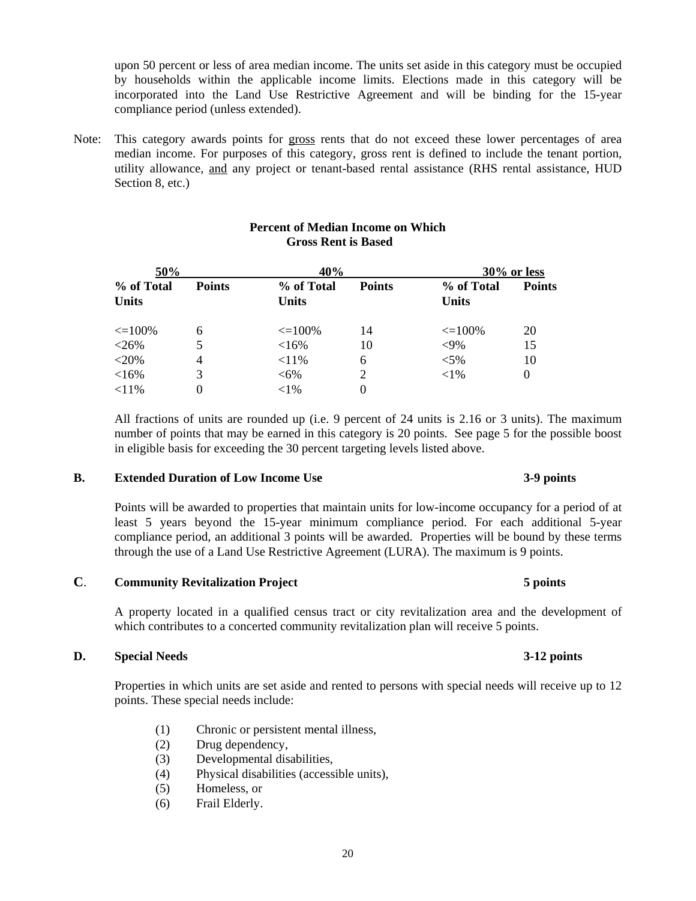upon 50 percent or less of area median income. The units set aside in this category must be occupied by households within the applicable income limits. Elections made in this category will be incorporated into the Land Use Restrictive Agreement and will be binding for the 15-year compliance period (unless extended).

Note: This category awards points for gross rents that do not exceed these lower percentages of area median income. For purposes of this category, gross rent is defined to include the tenant portion, utility allowance, and any project or tenant-based rental assistance (RHS rental assistance, HUD Section 8, etc.)

**Percent of Median Income on Which Gross Rent is Based**

| 50% | | 40% | | 30% or less | |
|---|---|---|---|---|---|
| **% of Total Units** | **Points** | **% of Total Units** | **Points** | **% of Total Units** | **Points** |
| <=100% | 6 | <=100% | 14 | <=100% | 20 |
| <26% | 5 | <16% | 10 | <9% | 15 |
| <20% | 4 | <11% | 6 | <5% | 10 |
| <16% | 3 | <6% | 2 | <1% | 0 |
| <11% | 0 | <1% | 0 | | |

All fractions of units are rounded up (i.e. 9 percent of 24 units is 2.16 or 3 units). The maximum number of points that may be earned in this category is 20 points. See page 5 for the possible boost in eligible basis for exceeding the 30 percent targeting levels listed above.

### B. Extended Duration of Low Income Use — 3-9 points

Points will be awarded to properties that maintain units for low-income occupancy for a period of at least 5 years beyond the 15-year minimum compliance period. For each additional 5-year compliance period, an additional 3 points will be awarded. Properties will be bound by these terms through the use of a Land Use Restrictive Agreement (LURA). The maximum is 9 points.

### C. Community Revitalization Project — 5 points

A property located in a qualified census tract or city revitalization area and the development of which contributes to a concerted community revitalization plan will receive 5 points.

### D. Special Needs — 3-12 points

Properties in which units are set aside and rented to persons with special needs will receive up to 12 points. These special needs include:

(1) Chronic or persistent mental illness,
(2) Drug dependency,
(3) Developmental disabilities,
(4) Physical disabilities (accessible units),
(5) Homeless, or
(6) Frail Elderly.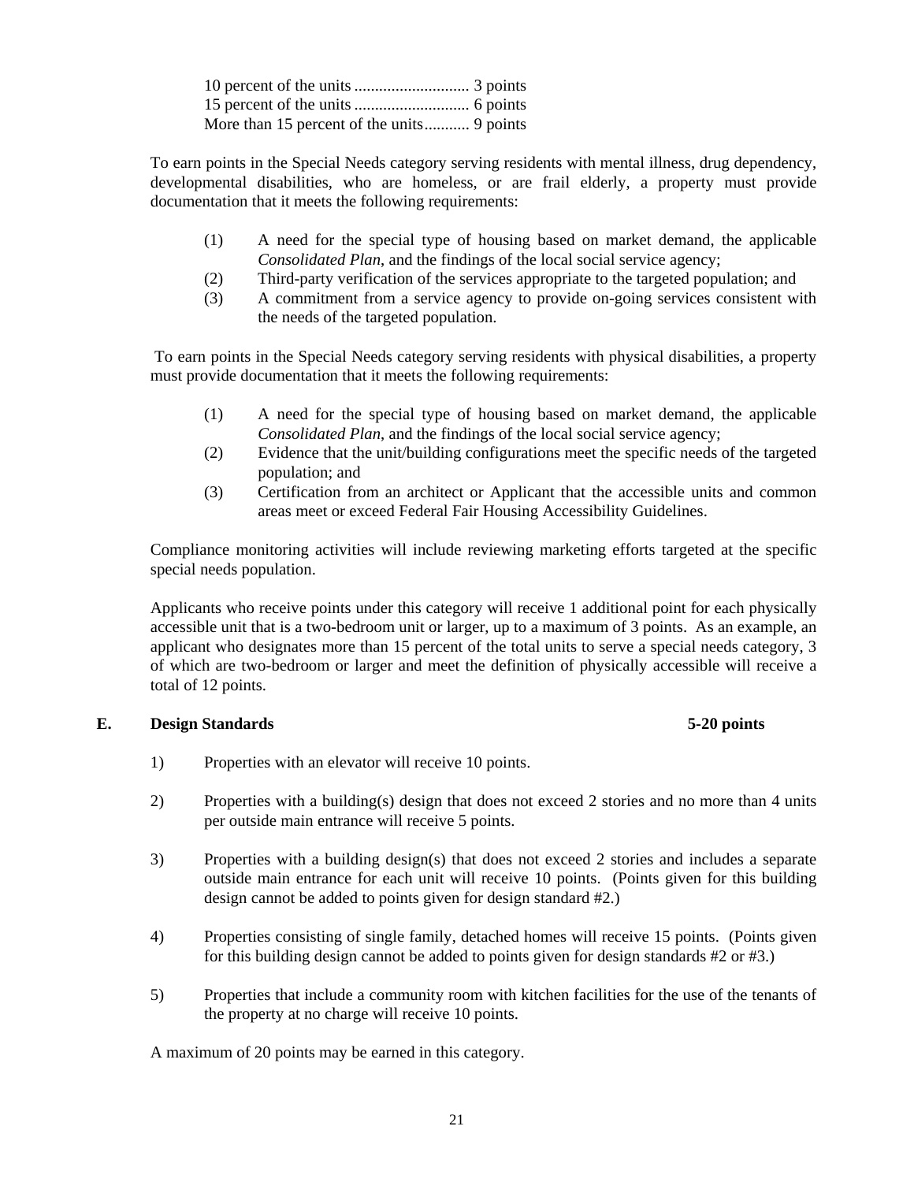10 percent of the units ............................ 3 points
15 percent of the units ............................ 6 points
More than 15 percent of the units........... 9 points

To earn points in the Special Needs category serving residents with mental illness, drug dependency, developmental disabilities, who are homeless, or are frail elderly, a property must provide documentation that it meets the following requirements:

(1) A need for the special type of housing based on market demand, the applicable *Consolidated Plan*, and the findings of the local social service agency;
(2) Third-party verification of the services appropriate to the targeted population; and
(3) A commitment from a service agency to provide on-going services consistent with the needs of the targeted population.

To earn points in the Special Needs category serving residents with physical disabilities, a property must provide documentation that it meets the following requirements:

(1) A need for the special type of housing based on market demand, the applicable *Consolidated Plan*, and the findings of the local social service agency;
(2) Evidence that the unit/building configurations meet the specific needs of the targeted population; and
(3) Certification from an architect or Applicant that the accessible units and common areas meet or exceed Federal Fair Housing Accessibility Guidelines.

Compliance monitoring activities will include reviewing marketing efforts targeted at the specific special needs population.

Applicants who receive points under this category will receive 1 additional point for each physically accessible unit that is a two-bedroom unit or larger, up to a maximum of 3 points. As an example, an applicant who designates more than 15 percent of the total units to serve a special needs category, 3 of which are two-bedroom or larger and meet the definition of physically accessible will receive a total of 12 points.

### E. Design Standards 5-20 points

1) Properties with an elevator will receive 10 points.

2) Properties with a building(s) design that does not exceed 2 stories and no more than 4 units per outside main entrance will receive 5 points.

3) Properties with a building design(s) that does not exceed 2 stories and includes a separate outside main entrance for each unit will receive 10 points. (Points given for this building design cannot be added to points given for design standard #2.)

4) Properties consisting of single family, detached homes will receive 15 points. (Points given for this building design cannot be added to points given for design standards #2 or #3.)

5) Properties that include a community room with kitchen facilities for the use of the tenants of the property at no charge will receive 10 points.

A maximum of 20 points may be earned in this category.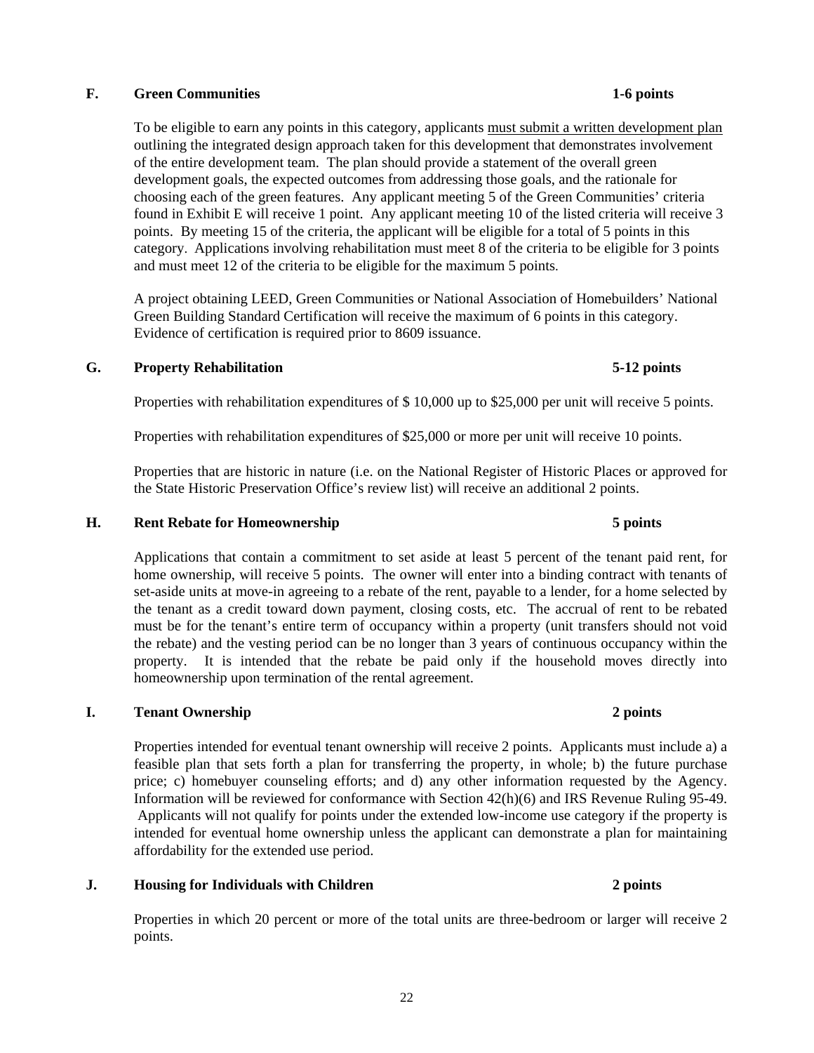### F. Green Communities 1-6 points

To be eligible to earn any points in this category, applicants <u>must submit a written development plan</u> outlining the integrated design approach taken for this development that demonstrates involvement of the entire development team. The plan should provide a statement of the overall green development goals, the expected outcomes from addressing those goals, and the rationale for choosing each of the green features. Any applicant meeting 5 of the Green Communities' criteria found in Exhibit E will receive 1 point. Any applicant meeting 10 of the listed criteria will receive 3 points. By meeting 15 of the criteria, the applicant will be eligible for a total of 5 points in this category. Applications involving rehabilitation must meet 8 of the criteria to be eligible for 3 points and must meet 12 of the criteria to be eligible for the maximum 5 points.

A project obtaining LEED, Green Communities or National Association of Homebuilders' National Green Building Standard Certification will receive the maximum of 6 points in this category. Evidence of certification is required prior to 8609 issuance.

### G. Property Rehabilitation 5-12 points

Properties with rehabilitation expenditures of $ 10,000 up to $25,000 per unit will receive 5 points.

Properties with rehabilitation expenditures of $25,000 or more per unit will receive 10 points.

Properties that are historic in nature (i.e. on the National Register of Historic Places or approved for the State Historic Preservation Office's review list) will receive an additional 2 points.

### H. Rent Rebate for Homeownership 5 points

Applications that contain a commitment to set aside at least 5 percent of the tenant paid rent, for home ownership, will receive 5 points. The owner will enter into a binding contract with tenants of set-aside units at move-in agreeing to a rebate of the rent, payable to a lender, for a home selected by the tenant as a credit toward down payment, closing costs, etc. The accrual of rent to be rebated must be for the tenant's entire term of occupancy within a property (unit transfers should not void the rebate) and the vesting period can be no longer than 3 years of continuous occupancy within the property. It is intended that the rebate be paid only if the household moves directly into homeownership upon termination of the rental agreement.

### I. Tenant Ownership 2 points

Properties intended for eventual tenant ownership will receive 2 points. Applicants must include a) a feasible plan that sets forth a plan for transferring the property, in whole; b) the future purchase price; c) homebuyer counseling efforts; and d) any other information requested by the Agency. Information will be reviewed for conformance with Section 42(h)(6) and IRS Revenue Ruling 95-49. Applicants will not qualify for points under the extended low-income use category if the property is intended for eventual home ownership unless the applicant can demonstrate a plan for maintaining affordability for the extended use period.

### J. Housing for Individuals with Children 2 points

Properties in which 20 percent or more of the total units are three-bedroom or larger will receive 2 points.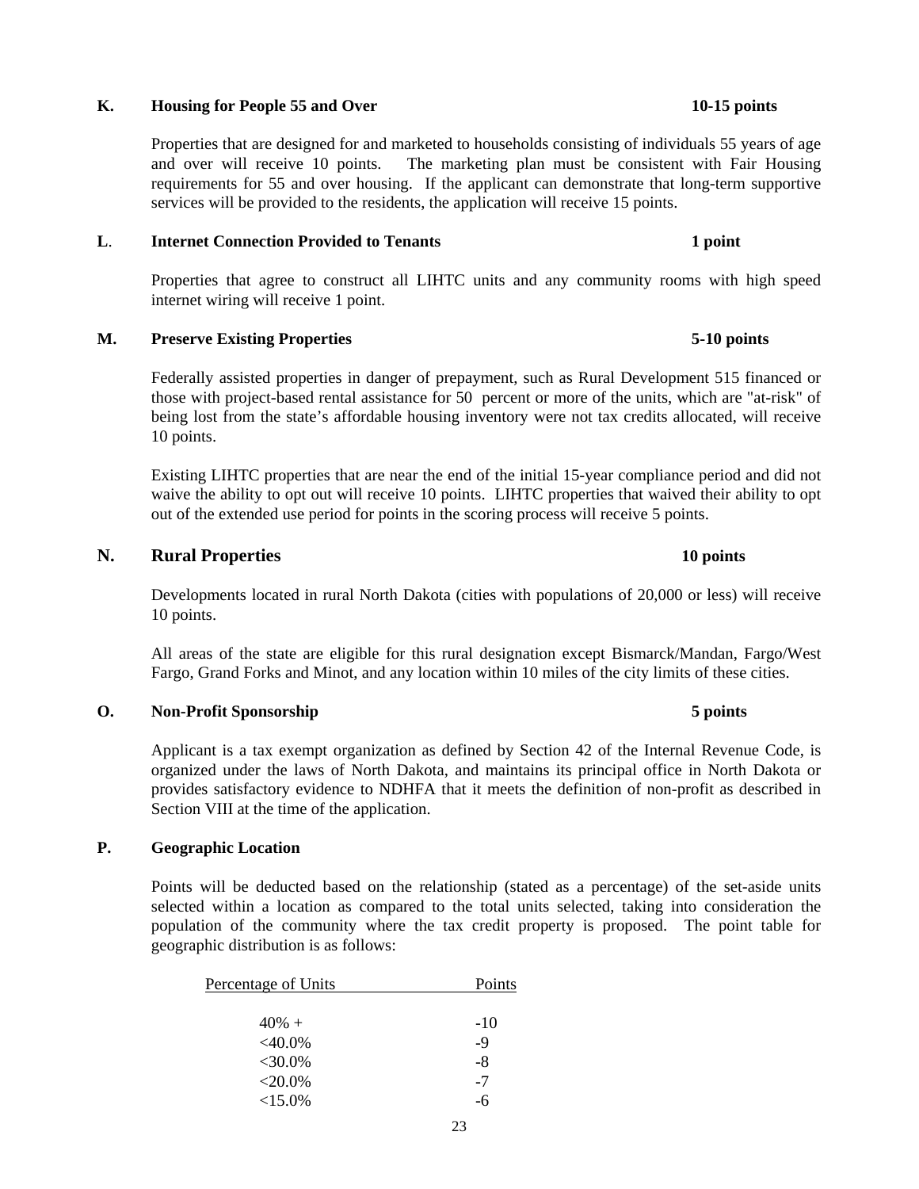**K. Housing for People 55 and Over 10-15 points**

Properties that are designed for and marketed to households consisting of individuals 55 years of age and over will receive 10 points. The marketing plan must be consistent with Fair Housing requirements for 55 and over housing. If the applicant can demonstrate that long-term supportive services will be provided to the residents, the application will receive 15 points.

**L. Internet Connection Provided to Tenants 1 point**

Properties that agree to construct all LIHTC units and any community rooms with high speed internet wiring will receive 1 point.

**M. Preserve Existing Properties 5-10 points**

Federally assisted properties in danger of prepayment, such as Rural Development 515 financed or those with project-based rental assistance for 50 percent or more of the units, which are "at-risk" of being lost from the state's affordable housing inventory were not tax credits allocated, will receive 10 points.

Existing LIHTC properties that are near the end of the initial 15-year compliance period and did not waive the ability to opt out will receive 10 points. LIHTC properties that waived their ability to opt out of the extended use period for points in the scoring process will receive 5 points.

**N. Rural Properties 10 points**

Developments located in rural North Dakota (cities with populations of 20,000 or less) will receive 10 points.

All areas of the state are eligible for this rural designation except Bismarck/Mandan, Fargo/West Fargo, Grand Forks and Minot, and any location within 10 miles of the city limits of these cities.

**O. Non-Profit Sponsorship 5 points**

Applicant is a tax exempt organization as defined by Section 42 of the Internal Revenue Code, is organized under the laws of North Dakota, and maintains its principal office in North Dakota or provides satisfactory evidence to NDHFA that it meets the definition of non-profit as described in Section VIII at the time of the application.

**P. Geographic Location**

Points will be deducted based on the relationship (stated as a percentage) of the set-aside units selected within a location as compared to the total units selected, taking into consideration the population of the community where the tax credit property is proposed. The point table for geographic distribution is as follows:

| Percentage of Units | Points |
|---|---|
| 40% + | -10 |
| <40.0% | -9 |
| <30.0% | -8 |
| <20.0% | -7 |
| <15.0% | -6 |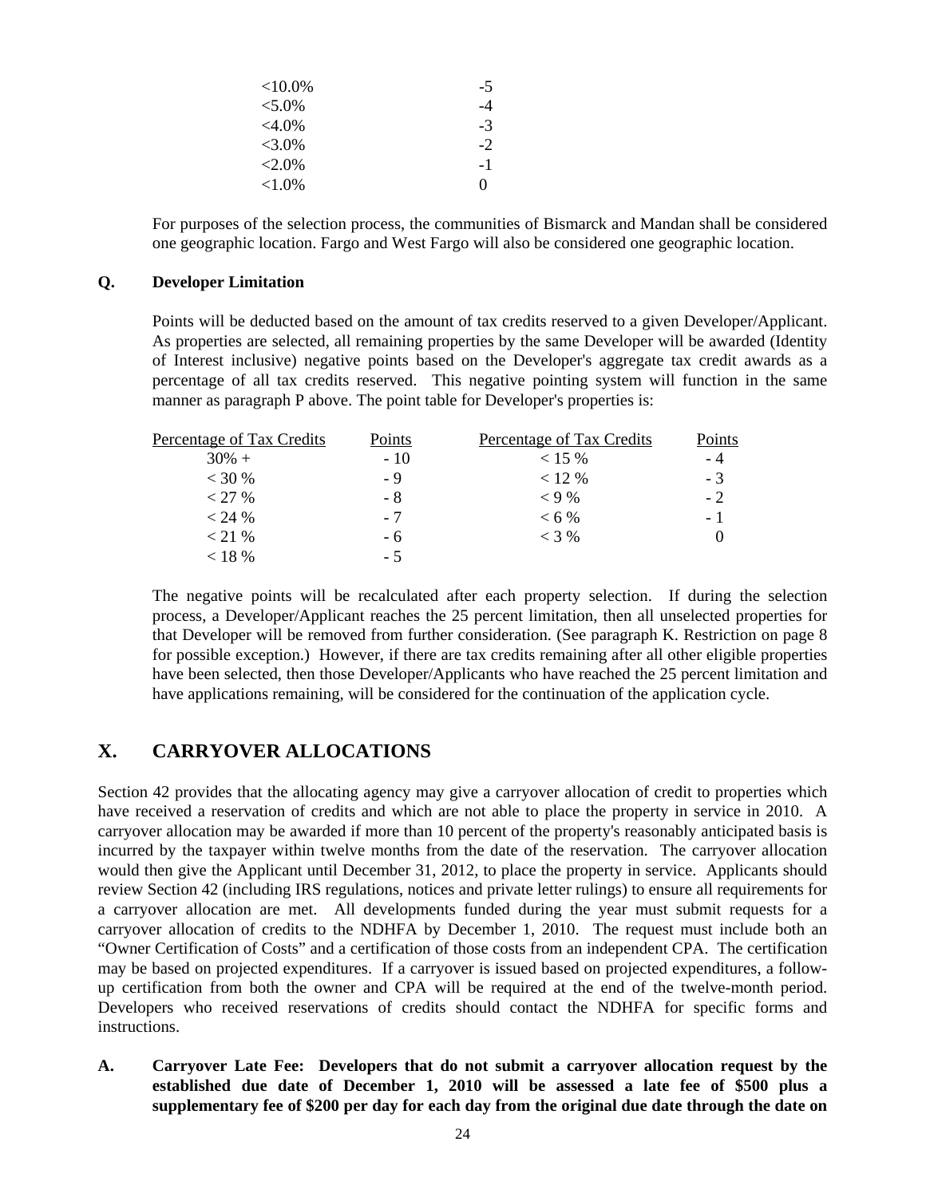| | |
|---|---|
| <10.0% | -5 |
| <5.0% | -4 |
| <4.0% | -3 |
| <3.0% | -2 |
| <2.0% | -1 |
| <1.0% | 0 |

For purposes of the selection process, the communities of Bismarck and Mandan shall be considered one geographic location. Fargo and West Fargo will also be considered one geographic location.

**Q. Developer Limitation**

Points will be deducted based on the amount of tax credits reserved to a given Developer/Applicant. As properties are selected, all remaining properties by the same Developer will be awarded (Identity of Interest inclusive) negative points based on the Developer's aggregate tax credit awards as a percentage of all tax credits reserved. This negative pointing system will function in the same manner as paragraph P above. The point table for Developer's properties is:

| Percentage of Tax Credits | Points | Percentage of Tax Credits | Points |
|---|---|---|---|
| 30% + | - 10 | < 15 % | - 4 |
| < 30 % | - 9 | < 12 % | - 3 |
| < 27 % | - 8 | < 9 % | - 2 |
| < 24 % | - 7 | < 6 % | - 1 |
| < 21 % | - 6 | < 3 % | 0 |
| < 18 % | - 5 | | |

The negative points will be recalculated after each property selection. If during the selection process, a Developer/Applicant reaches the 25 percent limitation, then all unselected properties for that Developer will be removed from further consideration. (See paragraph K. Restriction on page 8 for possible exception.) However, if there are tax credits remaining after all other eligible properties have been selected, then those Developer/Applicants who have reached the 25 percent limitation and have applications remaining, will be considered for the continuation of the application cycle.

## X. CARRYOVER ALLOCATIONS

Section 42 provides that the allocating agency may give a carryover allocation of credit to properties which have received a reservation of credits and which are not able to place the property in service in 2010. A carryover allocation may be awarded if more than 10 percent of the property's reasonably anticipated basis is incurred by the taxpayer within twelve months from the date of the reservation. The carryover allocation would then give the Applicant until December 31, 2012, to place the property in service. Applicants should review Section 42 (including IRS regulations, notices and private letter rulings) to ensure all requirements for a carryover allocation are met. All developments funded during the year must submit requests for a carryover allocation of credits to the NDHFA by December 1, 2010. The request must include both an "Owner Certification of Costs" and a certification of those costs from an independent CPA. The certification may be based on projected expenditures. If a carryover is issued based on projected expenditures, a follow-up certification from both the owner and CPA will be required at the end of the twelve-month period. Developers who received reservations of credits should contact the NDHFA for specific forms and instructions.

**A. Carryover Late Fee: Developers that do not submit a carryover allocation request by the established due date of December 1, 2010 will be assessed a late fee of $500 plus a supplementary fee of $200 per day for each day from the original due date through the date on**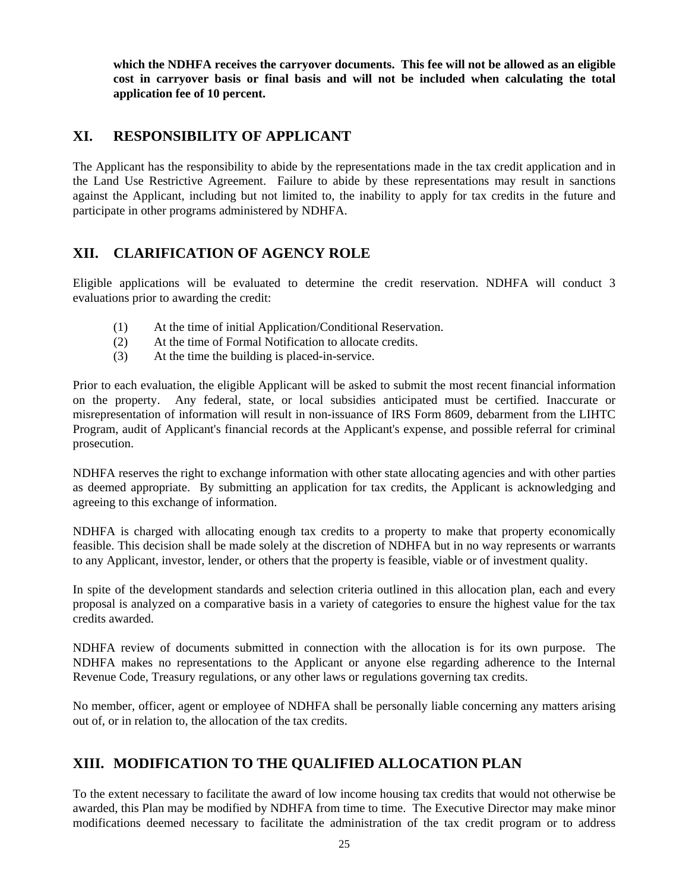**which the NDHFA receives the carryover documents. This fee will not be allowed as an eligible cost in carryover basis or final basis and will not be included when calculating the total application fee of 10 percent.**

## XI. RESPONSIBILITY OF APPLICANT

The Applicant has the responsibility to abide by the representations made in the tax credit application and in the Land Use Restrictive Agreement. Failure to abide by these representations may result in sanctions against the Applicant, including but not limited to, the inability to apply for tax credits in the future and participate in other programs administered by NDHFA.

## XII. CLARIFICATION OF AGENCY ROLE

Eligible applications will be evaluated to determine the credit reservation. NDHFA will conduct 3 evaluations prior to awarding the credit:

(1) At the time of initial Application/Conditional Reservation.
(2) At the time of Formal Notification to allocate credits.
(3) At the time the building is placed-in-service.

Prior to each evaluation, the eligible Applicant will be asked to submit the most recent financial information on the property. Any federal, state, or local subsidies anticipated must be certified. Inaccurate or misrepresentation of information will result in non-issuance of IRS Form 8609, debarment from the LIHTC Program, audit of Applicant's financial records at the Applicant's expense, and possible referral for criminal prosecution.

NDHFA reserves the right to exchange information with other state allocating agencies and with other parties as deemed appropriate. By submitting an application for tax credits, the Applicant is acknowledging and agreeing to this exchange of information.

NDHFA is charged with allocating enough tax credits to a property to make that property economically feasible. This decision shall be made solely at the discretion of NDHFA but in no way represents or warrants to any Applicant, investor, lender, or others that the property is feasible, viable or of investment quality.

In spite of the development standards and selection criteria outlined in this allocation plan, each and every proposal is analyzed on a comparative basis in a variety of categories to ensure the highest value for the tax credits awarded.

NDHFA review of documents submitted in connection with the allocation is for its own purpose. The NDHFA makes no representations to the Applicant or anyone else regarding adherence to the Internal Revenue Code, Treasury regulations, or any other laws or regulations governing tax credits.

No member, officer, agent or employee of NDHFA shall be personally liable concerning any matters arising out of, or in relation to, the allocation of the tax credits.

## XIII. MODIFICATION TO THE QUALIFIED ALLOCATION PLAN

To the extent necessary to facilitate the award of low income housing tax credits that would not otherwise be awarded, this Plan may be modified by NDHFA from time to time. The Executive Director may make minor modifications deemed necessary to facilitate the administration of the tax credit program or to address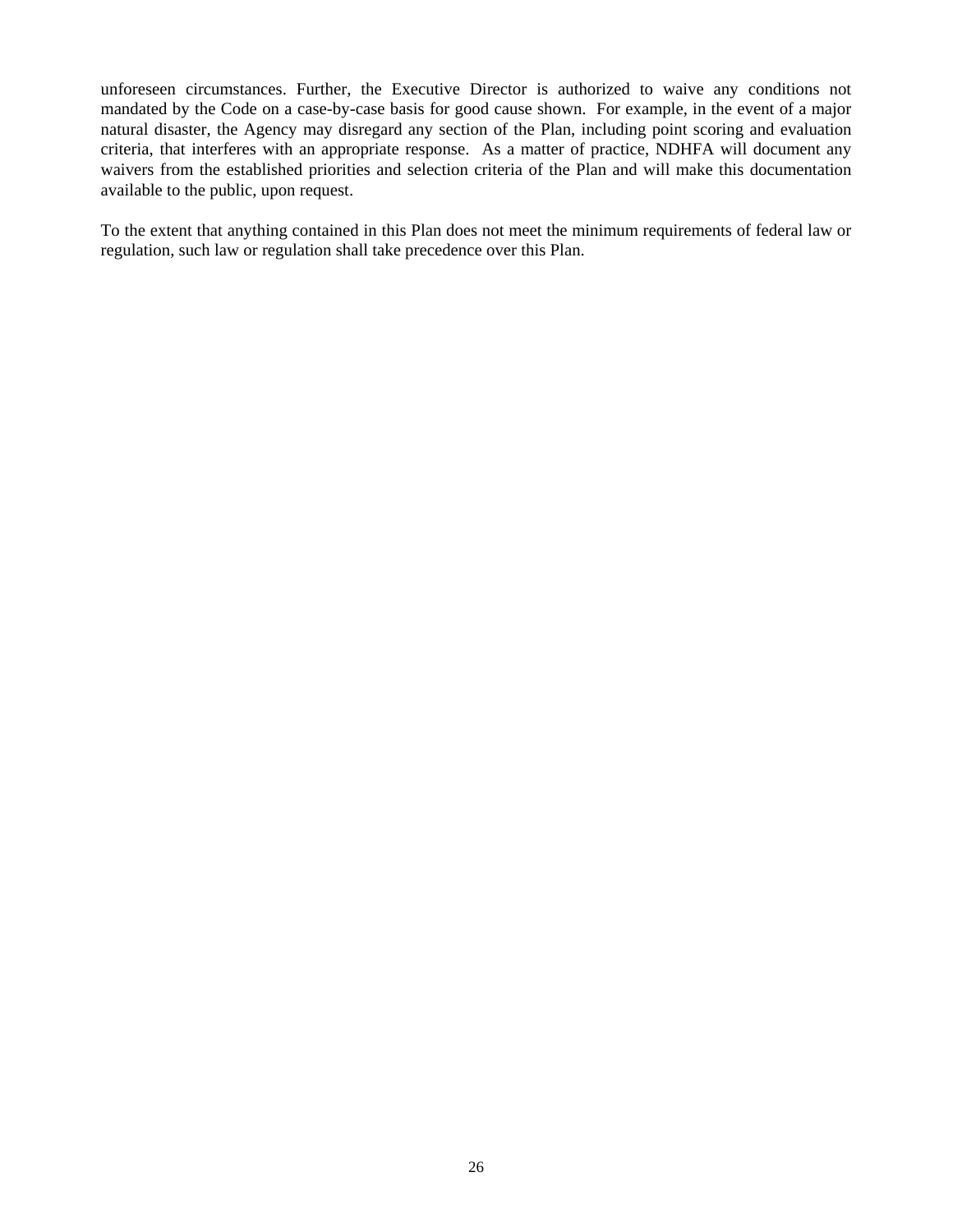unforeseen circumstances. Further, the Executive Director is authorized to waive any conditions not mandated by the Code on a case-by-case basis for good cause shown. For example, in the event of a major natural disaster, the Agency may disregard any section of the Plan, including point scoring and evaluation criteria, that interferes with an appropriate response. As a matter of practice, NDHFA will document any waivers from the established priorities and selection criteria of the Plan and will make this documentation available to the public, upon request.

To the extent that anything contained in this Plan does not meet the minimum requirements of federal law or regulation, such law or regulation shall take precedence over this Plan.